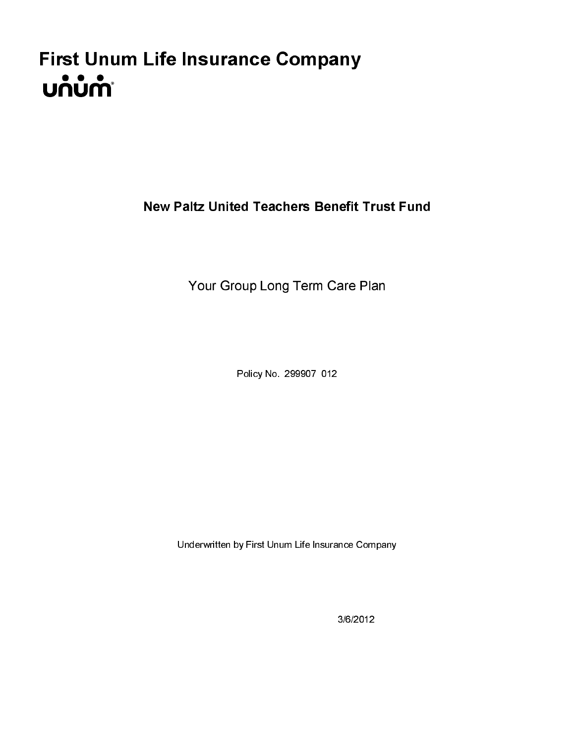# First Unum Life Insurance Company

unum

**New Paltz United Teachers Benefit Trust Fund**

Your Group Long Term Care Plan

Policy No. 299907 012

Underwritten by First Unum Life Insurance Company

3/6/2012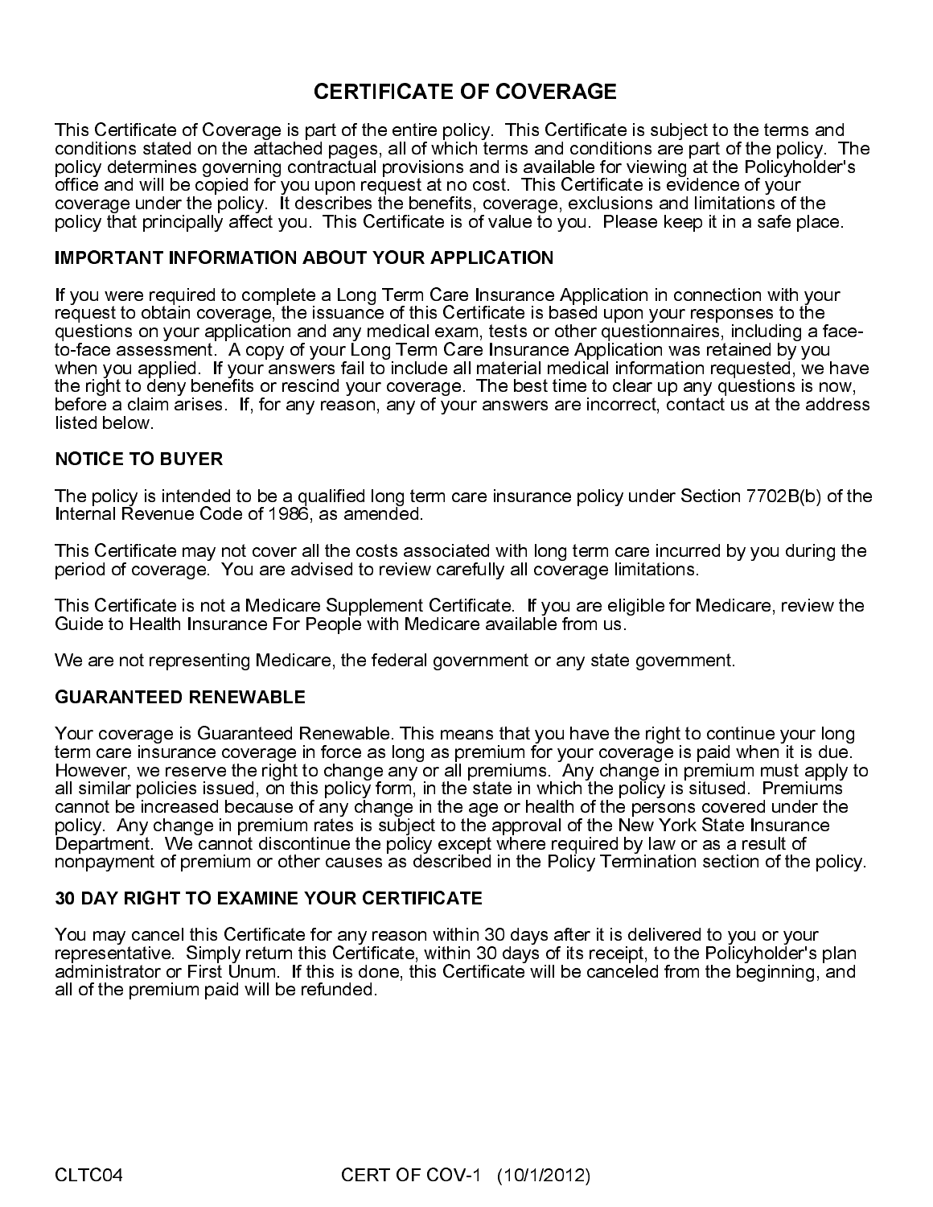# CERTIFICATE OF COVERAGE

This Certificate of Coverage is part of the entire policy. This Certificate is subject to the terms and conditions stated on the attached pages, all of which terms and conditions are part of the policy. The policy determines governing contractual provisions and is available for viewing at the Policyholder's office and will be copied for you upon request at no cost. This Certificate is evidence of your coverage under the policy. It describes the benefits, coverage, exclusions and limitations of the policy that principally affect you. This Certificate is of value to you. Please keep it in a safe place.

## IMPORTANT INFORMATION ABOUT YOUR APPLICATION

If you were required to complete a Long Term Care Insurance Application in connection with your request to obtain coverage, the issuance of this Certificate is based upon your responses to the questions on your application and any medical exam, tests or other questionnaires, including a face-to-face assessment. A copy of your Long Term Care Insurance Application was retained by you when you applied. If your answers fail to include all material medical information requested, we have the right to deny benefits or rescind your coverage. The best time to clear up any questions is now, before a claim arises. If, for any reason, any of your answers are incorrect, contact us at the address listed below.

## NOTICE TO BUYER

The policy is intended to be a qualified long term care insurance policy under Section 7702B(b) of the Internal Revenue Code of 1986, as amended.

This Certificate may not cover all the costs associated with long term care incurred by you during the period of coverage. You are advised to review carefully all coverage limitations.

This Certificate is not a Medicare Supplement Certificate. If you are eligible for Medicare, review the Guide to Health Insurance For People with Medicare available from us.

We are not representing Medicare, the federal government or any state government.

## GUARANTEED RENEWABLE

Your coverage is Guaranteed Renewable. This means that you have the right to continue your long term care insurance coverage in force as long as premium for your coverage is paid when it is due. However, we reserve the right to change any or all premiums. Any change in premium must apply to all similar policies issued, on this policy form, in the state in which the policy is sitused. Premiums cannot be increased because of any change in the age or health of the persons covered under the policy. Any change in premium rates is subject to the approval of the New York State Insurance Department. We cannot discontinue the policy except where required by law or as a result of nonpayment of premium or other causes as described in the Policy Termination section of the policy.

## 30 DAY RIGHT TO EXAMINE YOUR CERTIFICATE

You may cancel this Certificate for any reason within 30 days after it is delivered to you or your representative. Simply return this Certificate, within 30 days of its receipt, to the Policyholder's plan administrator or First Unum. If this is done, this Certificate will be canceled from the beginning, and all of the premium paid will be refunded.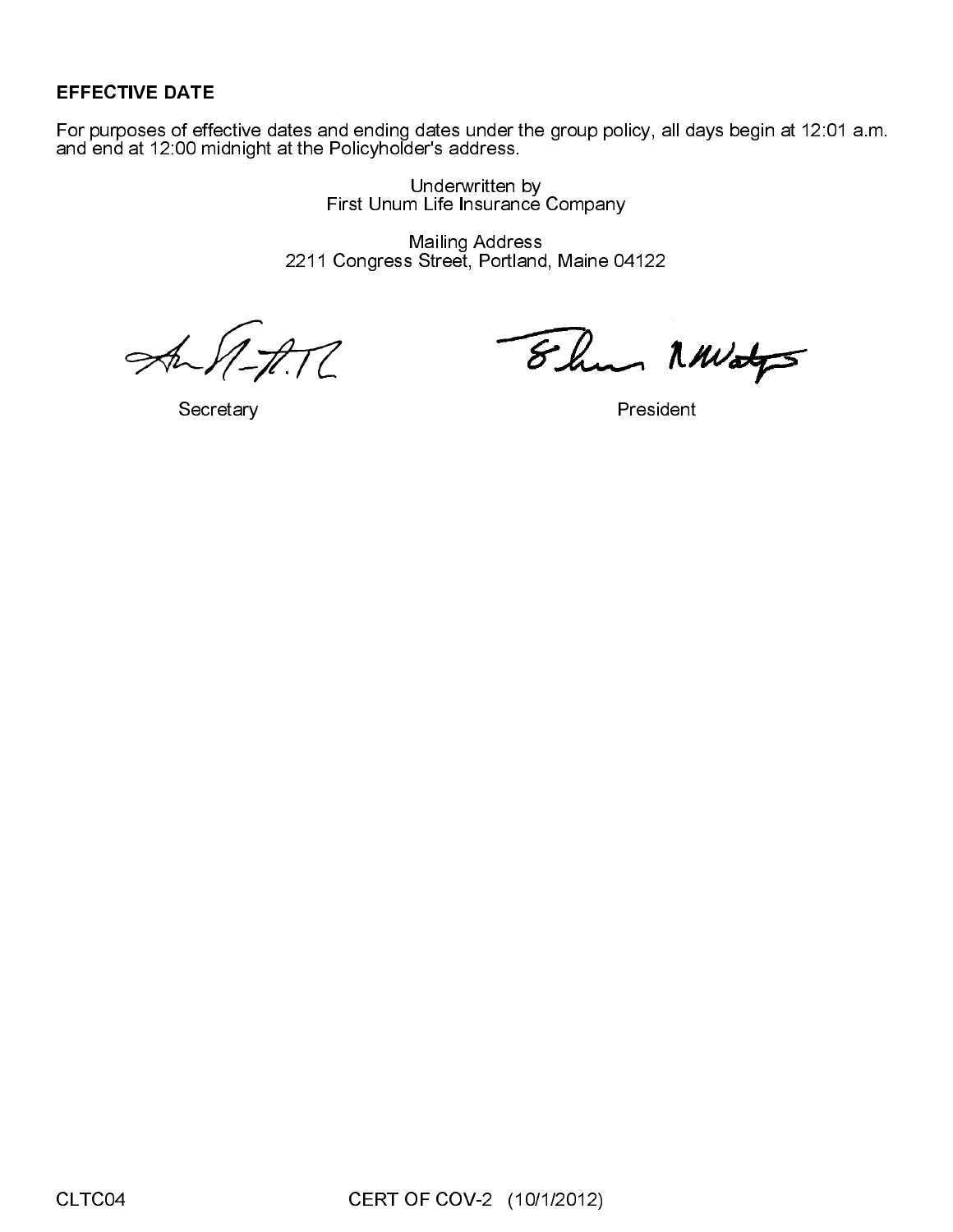**EFFECTIVE DATE**

For purposes of effective dates and ending dates under the group policy, all days begin at 12:01 a.m. and end at 12:00 midnight at the Policyholder's address.

Underwritten by
First Unum Life Insurance Company

Mailing Address
2211 Congress Street, Portland, Maine 04122

Secretary

President

CLTC04 CERT OF COV-2 (10/1/2012)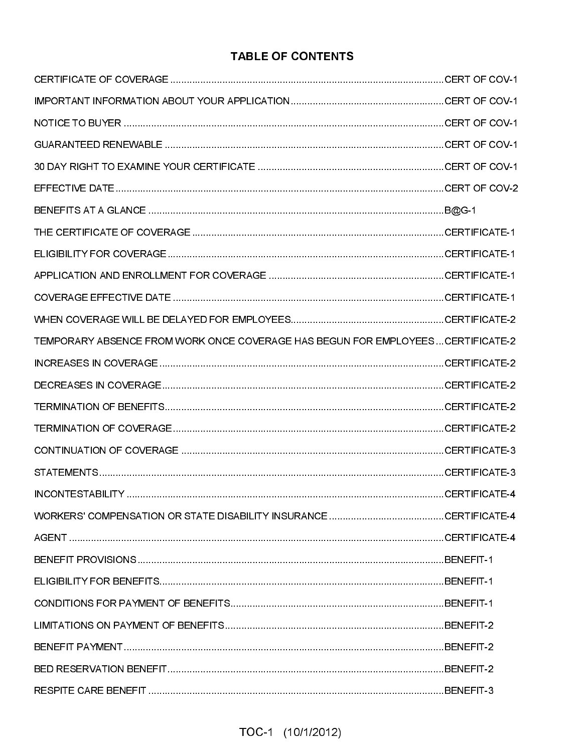# TABLE OF CONTENTS

| Section | Page |
|---|---|
| CERTIFICATE OF COVERAGE | CERT OF COV-1 |
| IMPORTANT INFORMATION ABOUT YOUR APPLICATION | CERT OF COV-1 |
| NOTICE TO BUYER | CERT OF COV-1 |
| GUARANTEED RENEWABLE | CERT OF COV-1 |
| 30 DAY RIGHT TO EXAMINE YOUR CERTIFICATE | CERT OF COV-1 |
| EFFECTIVE DATE | CERT OF COV-2 |
| BENEFITS AT A GLANCE | B@G-1 |
| THE CERTIFICATE OF COVERAGE | CERTIFICATE-1 |
| ELIGIBILITY FOR COVERAGE | CERTIFICATE-1 |
| APPLICATION AND ENROLLMENT FOR COVERAGE | CERTIFICATE-1 |
| COVERAGE EFFECTIVE DATE | CERTIFICATE-1 |
| WHEN COVERAGE WILL BE DELAYED FOR EMPLOYEES | CERTIFICATE-2 |
| TEMPORARY ABSENCE FROM WORK ONCE COVERAGE HAS BEGUN FOR EMPLOYEES | CERTIFICATE-2 |
| INCREASES IN COVERAGE | CERTIFICATE-2 |
| DECREASES IN COVERAGE | CERTIFICATE-2 |
| TERMINATION OF BENEFITS | CERTIFICATE-2 |
| TERMINATION OF COVERAGE | CERTIFICATE-2 |
| CONTINUATION OF COVERAGE | CERTIFICATE-3 |
| STATEMENTS | CERTIFICATE-3 |
| INCONTESTABILITY | CERTIFICATE-4 |
| WORKERS' COMPENSATION OR STATE DISABILITY INSURANCE | CERTIFICATE-4 |
| AGENT | CERTIFICATE-4 |
| BENEFIT PROVISIONS | BENEFIT-1 |
| ELIGIBILITY FOR BENEFITS | BENEFIT-1 |
| CONDITIONS FOR PAYMENT OF BENEFITS | BENEFIT-1 |
| LIMITATIONS ON PAYMENT OF BENEFITS | BENEFIT-2 |
| BENEFIT PAYMENT | BENEFIT-2 |
| BED RESERVATION BENEFIT | BENEFIT-2 |
| RESPITE CARE BENEFIT | BENEFIT-3 |

TOC-1 (10/1/2012)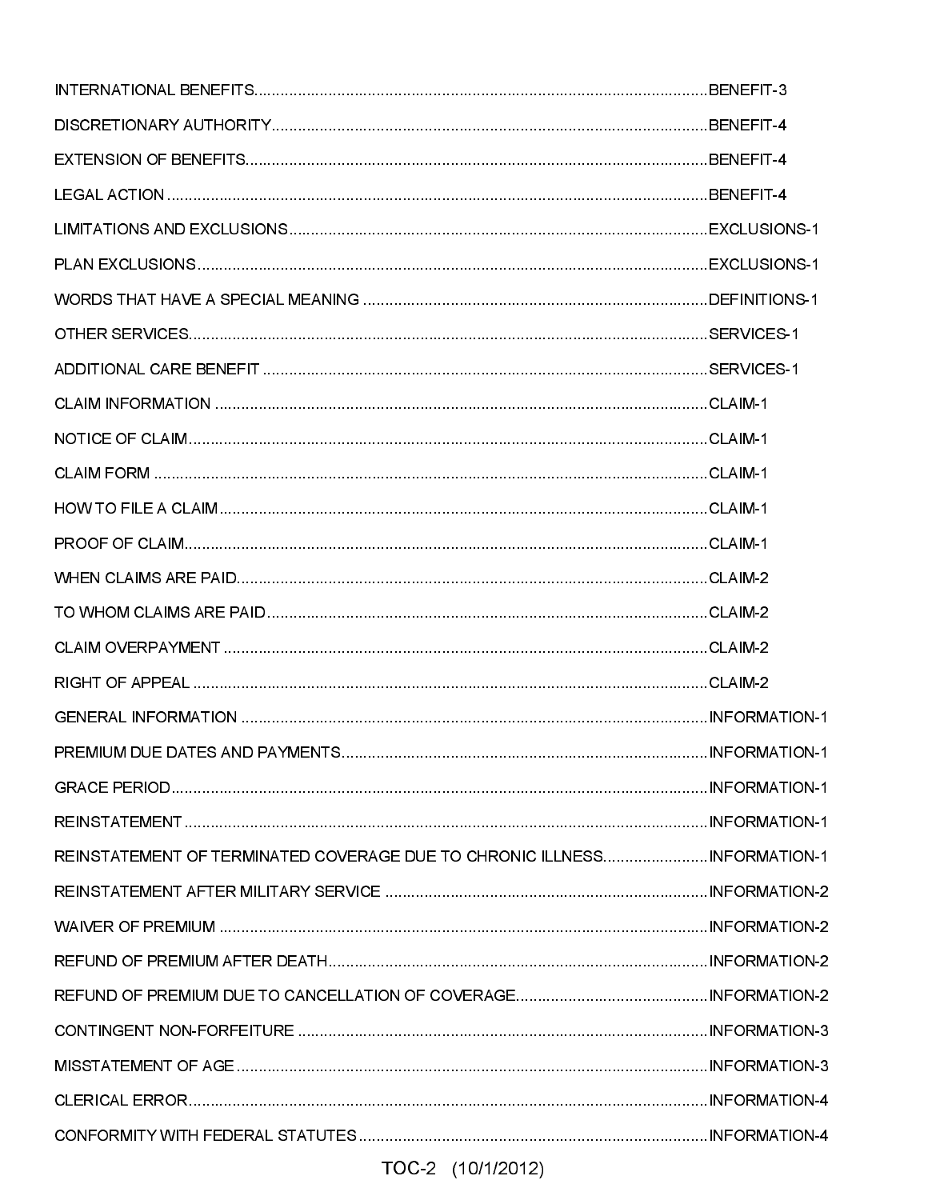| | |
|---|---|
| INTERNATIONAL BENEFITS | BENEFIT-3 |
| DISCRETIONARY AUTHORITY | BENEFIT-4 |
| EXTENSION OF BENEFITS | BENEFIT-4 |
| LEGAL ACTION | BENEFIT-4 |
| LIMITATIONS AND EXCLUSIONS | EXCLUSIONS-1 |
| PLAN EXCLUSIONS | EXCLUSIONS-1 |
| WORDS THAT HAVE A SPECIAL MEANING | DEFINITIONS-1 |
| OTHER SERVICES | SERVICES-1 |
| ADDITIONAL CARE BENEFIT | SERVICES-1 |
| CLAIM INFORMATION | CLAIM-1 |
| NOTICE OF CLAIM | CLAIM-1 |
| CLAIM FORM | CLAIM-1 |
| HOW TO FILE A CLAIM | CLAIM-1 |
| PROOF OF CLAIM | CLAIM-1 |
| WHEN CLAIMS ARE PAID | CLAIM-2 |
| TO WHOM CLAIMS ARE PAID | CLAIM-2 |
| CLAIM OVERPAYMENT | CLAIM-2 |
| RIGHT OF APPEAL | CLAIM-2 |
| GENERAL INFORMATION | INFORMATION-1 |
| PREMIUM DUE DATES AND PAYMENTS | INFORMATION-1 |
| GRACE PERIOD | INFORMATION-1 |
| REINSTATEMENT | INFORMATION-1 |
| REINSTATEMENT OF TERMINATED COVERAGE DUE TO CHRONIC ILLNESS | INFORMATION-1 |
| REINSTATEMENT AFTER MILITARY SERVICE | INFORMATION-2 |
| WAIVER OF PREMIUM | INFORMATION-2 |
| REFUND OF PREMIUM AFTER DEATH | INFORMATION-2 |
| REFUND OF PREMIUM DUE TO CANCELLATION OF COVERAGE | INFORMATION-2 |
| CONTINGENT NON-FORFEITURE | INFORMATION-3 |
| MISSTATEMENT OF AGE | INFORMATION-3 |
| CLERICAL ERROR | INFORMATION-4 |
| CONFORMITY WITH FEDERAL STATUTES | INFORMATION-4 |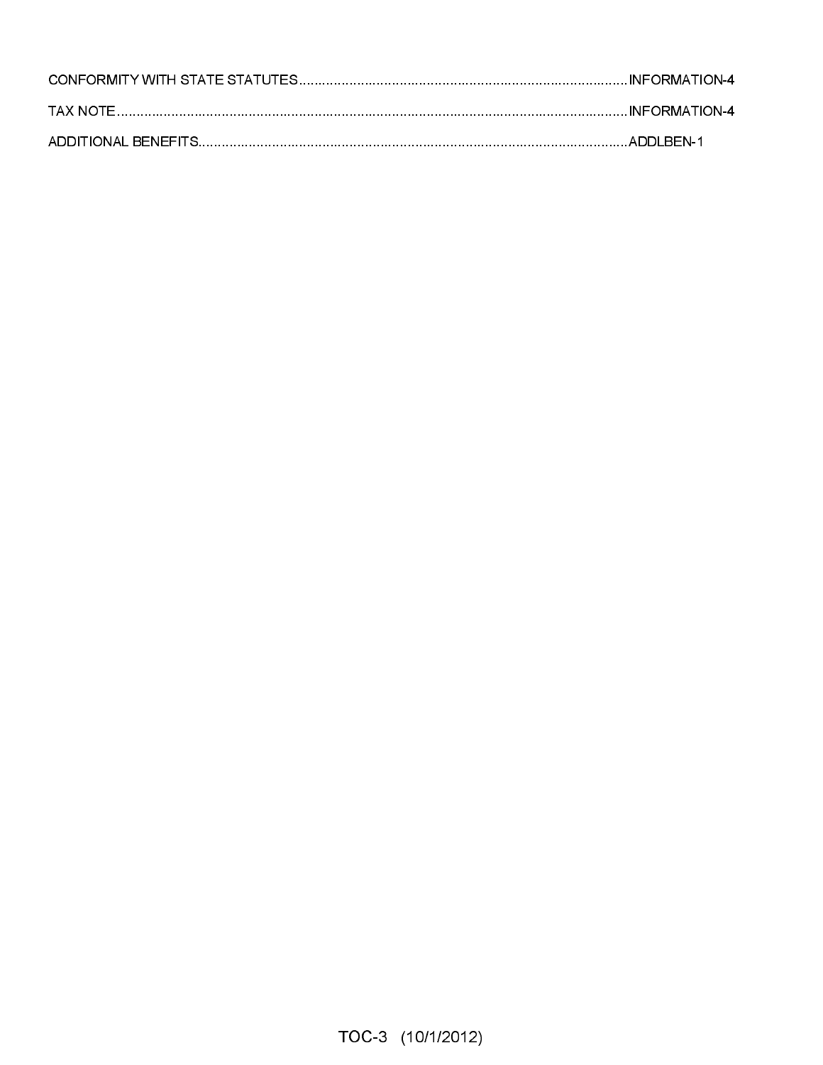CONFORMITY WITH STATE STATUTES....................................................................................INFORMATION-4

TAX NOTE.................................................................................................................................INFORMATION-4

ADDITIONAL BENEFITS.................................................................................................................ADDLBEN-1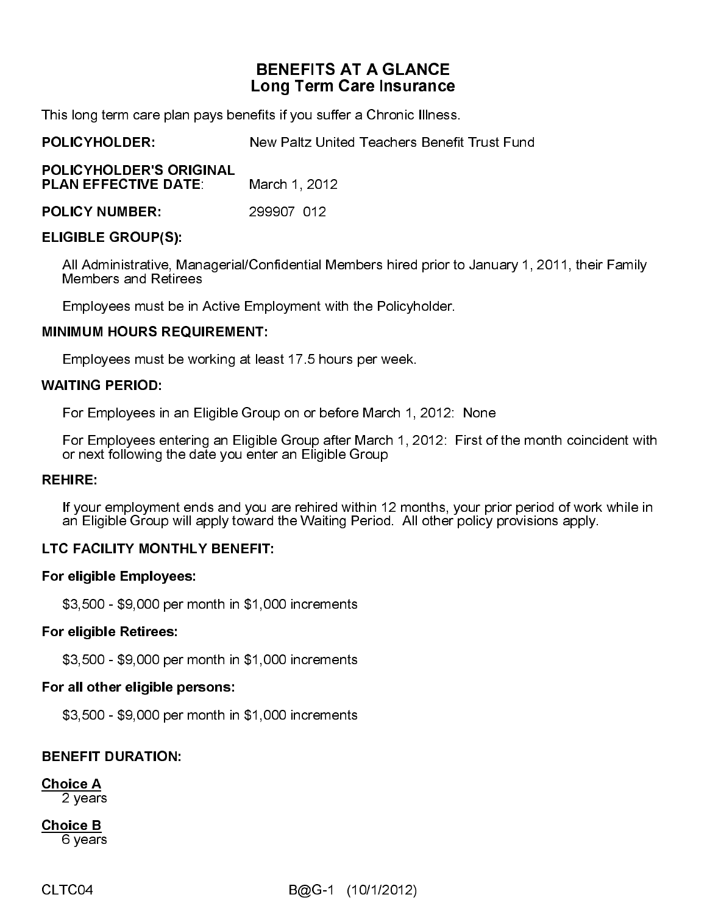# BENEFITS AT A GLANCE
## Long Term Care Insurance

This long term care plan pays benefits if you suffer a Chronic Illness.

**POLICYHOLDER:** New Paltz United Teachers Benefit Trust Fund

**POLICYHOLDER'S ORIGINAL PLAN EFFECTIVE DATE:** March 1, 2012

**POLICY NUMBER:** 299907 012

**ELIGIBLE GROUP(S):**

All Administrative, Managerial/Confidential Members hired prior to January 1, 2011, their Family Members and Retirees

Employees must be in Active Employment with the Policyholder.

**MINIMUM HOURS REQUIREMENT:**

Employees must be working at least 17.5 hours per week.

**WAITING PERIOD:**

For Employees in an Eligible Group on or before March 1, 2012: None

For Employees entering an Eligible Group after March 1, 2012: First of the month coincident with or next following the date you enter an Eligible Group

**REHIRE:**

If your employment ends and you are rehired within 12 months, your prior period of work while in an Eligible Group will apply toward the Waiting Period. All other policy provisions apply.

**LTC FACILITY MONTHLY BENEFIT:**

**For eligible Employees:**

$3,500 - $9,000 per month in $1,000 increments

**For eligible Retirees:**

$3,500 - $9,000 per month in $1,000 increments

**For all other eligible persons:**

$3,500 - $9,000 per month in $1,000 increments

**BENEFIT DURATION:**

<u>**Choice A**</u>
2 years

<u>**Choice B**</u>
6 years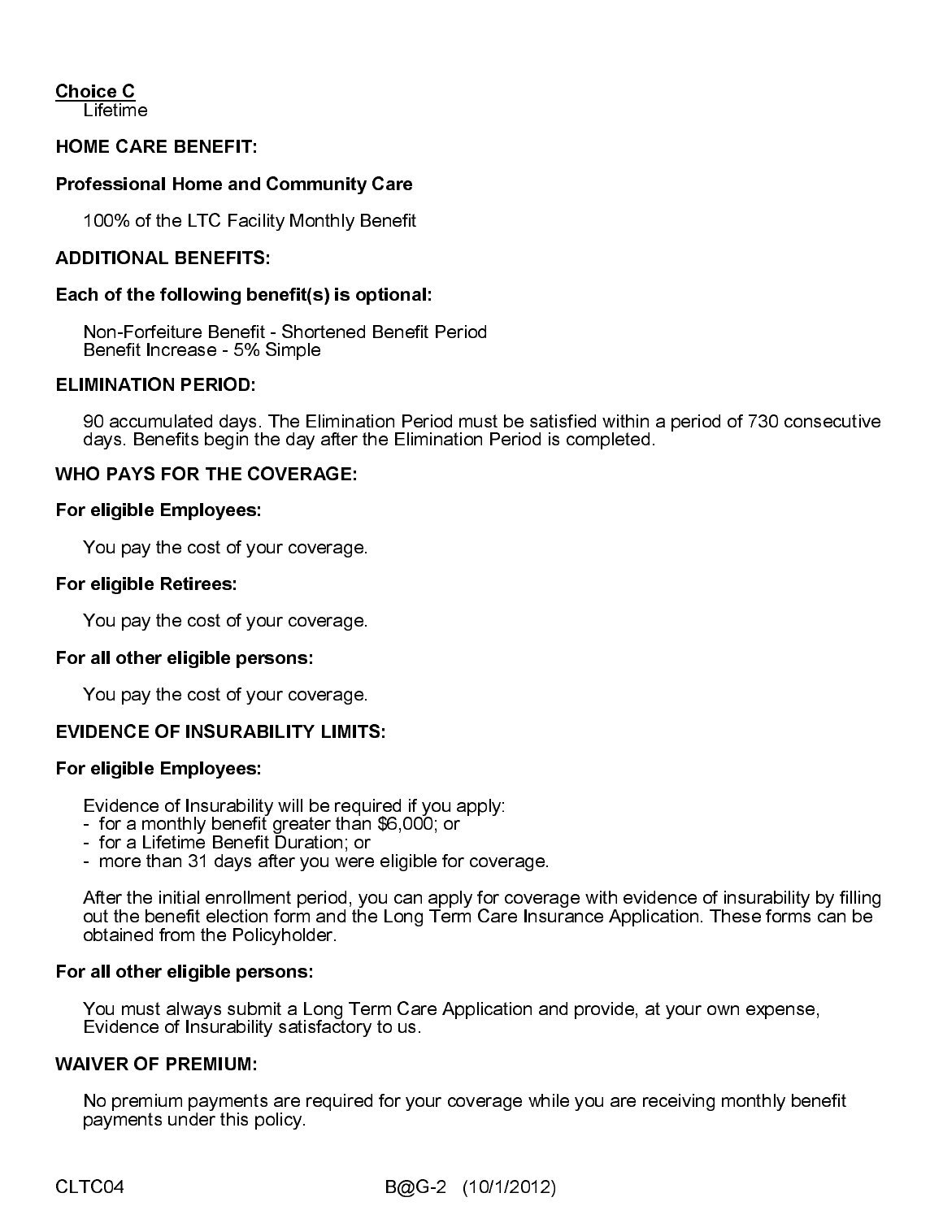**Choice C**

Lifetime

**HOME CARE BENEFIT:**

**Professional Home and Community Care**

100% of the LTC Facility Monthly Benefit

**ADDITIONAL BENEFITS:**

**Each of the following benefit(s) is optional:**

Non-Forfeiture Benefit - Shortened Benefit Period
Benefit Increase - 5% Simple

**ELIMINATION PERIOD:**

90 accumulated days. The Elimination Period must be satisfied within a period of 730 consecutive days. Benefits begin the day after the Elimination Period is completed.

**WHO PAYS FOR THE COVERAGE:**

**For eligible Employees:**

You pay the cost of your coverage.

**For eligible Retirees:**

You pay the cost of your coverage.

**For all other eligible persons:**

You pay the cost of your coverage.

**EVIDENCE OF INSURABILITY LIMITS:**

**For eligible Employees:**

Evidence of Insurability will be required if you apply:
- for a monthly benefit greater than $6,000; or
- for a Lifetime Benefit Duration; or
- more than 31 days after you were eligible for coverage.

After the initial enrollment period, you can apply for coverage with evidence of insurability by filling out the benefit election form and the Long Term Care Insurance Application. These forms can be obtained from the Policyholder.

**For all other eligible persons:**

You must always submit a Long Term Care Application and provide, at your own expense, Evidence of Insurability satisfactory to us.

**WAIVER OF PREMIUM:**

No premium payments are required for your coverage while you are receiving monthly benefit payments under this policy.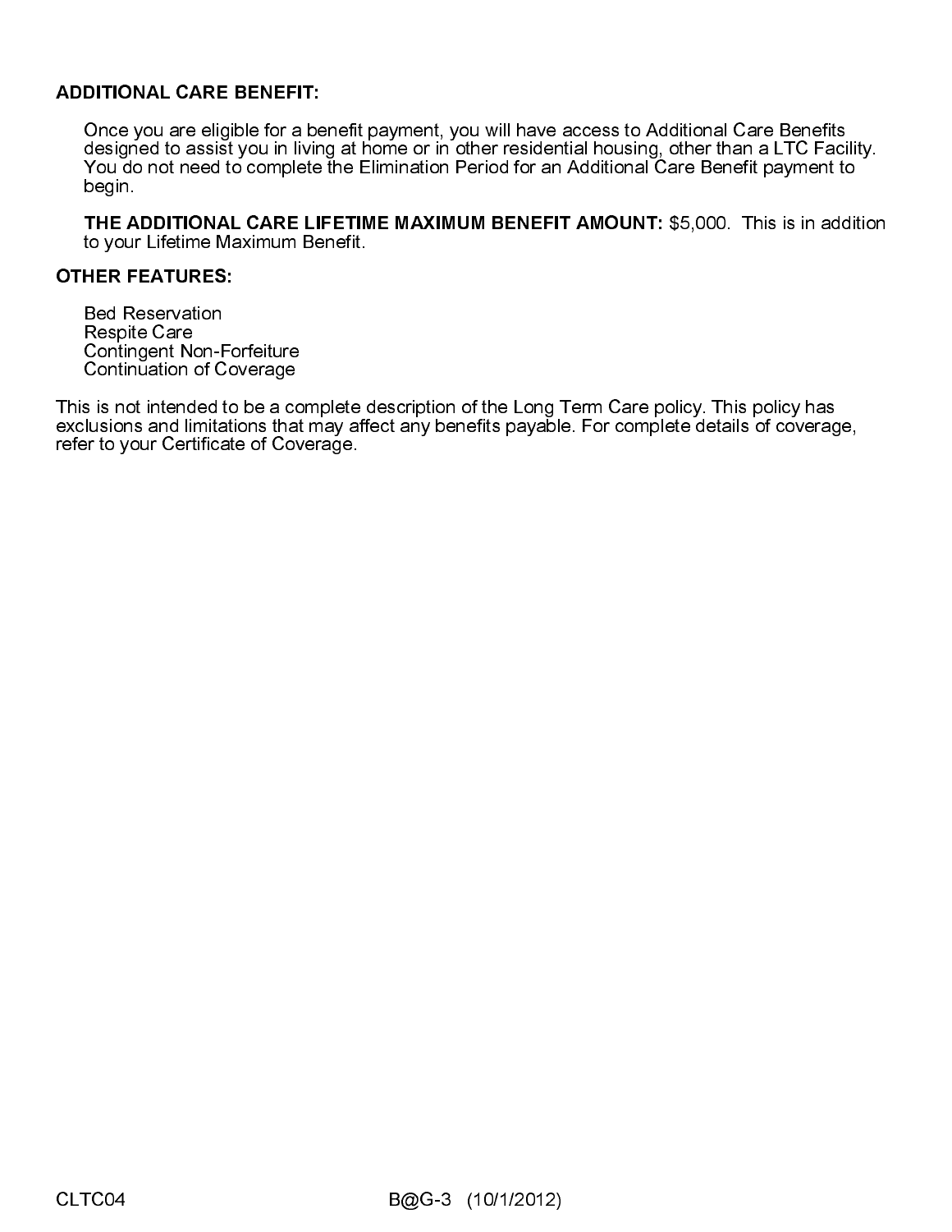**ADDITIONAL CARE BENEFIT:**

Once you are eligible for a benefit payment, you will have access to Additional Care Benefits designed to assist you in living at home or in other residential housing, other than a LTC Facility. You do not need to complete the Elimination Period for an Additional Care Benefit payment to begin.

**THE ADDITIONAL CARE LIFETIME MAXIMUM BENEFIT AMOUNT:** $5,000. This is in addition to your Lifetime Maximum Benefit.

**OTHER FEATURES:**

Bed Reservation
Respite Care
Contingent Non-Forfeiture
Continuation of Coverage

This is not intended to be a complete description of the Long Term Care policy. This policy has exclusions and limitations that may affect any benefits payable. For complete details of coverage, refer to your Certificate of Coverage.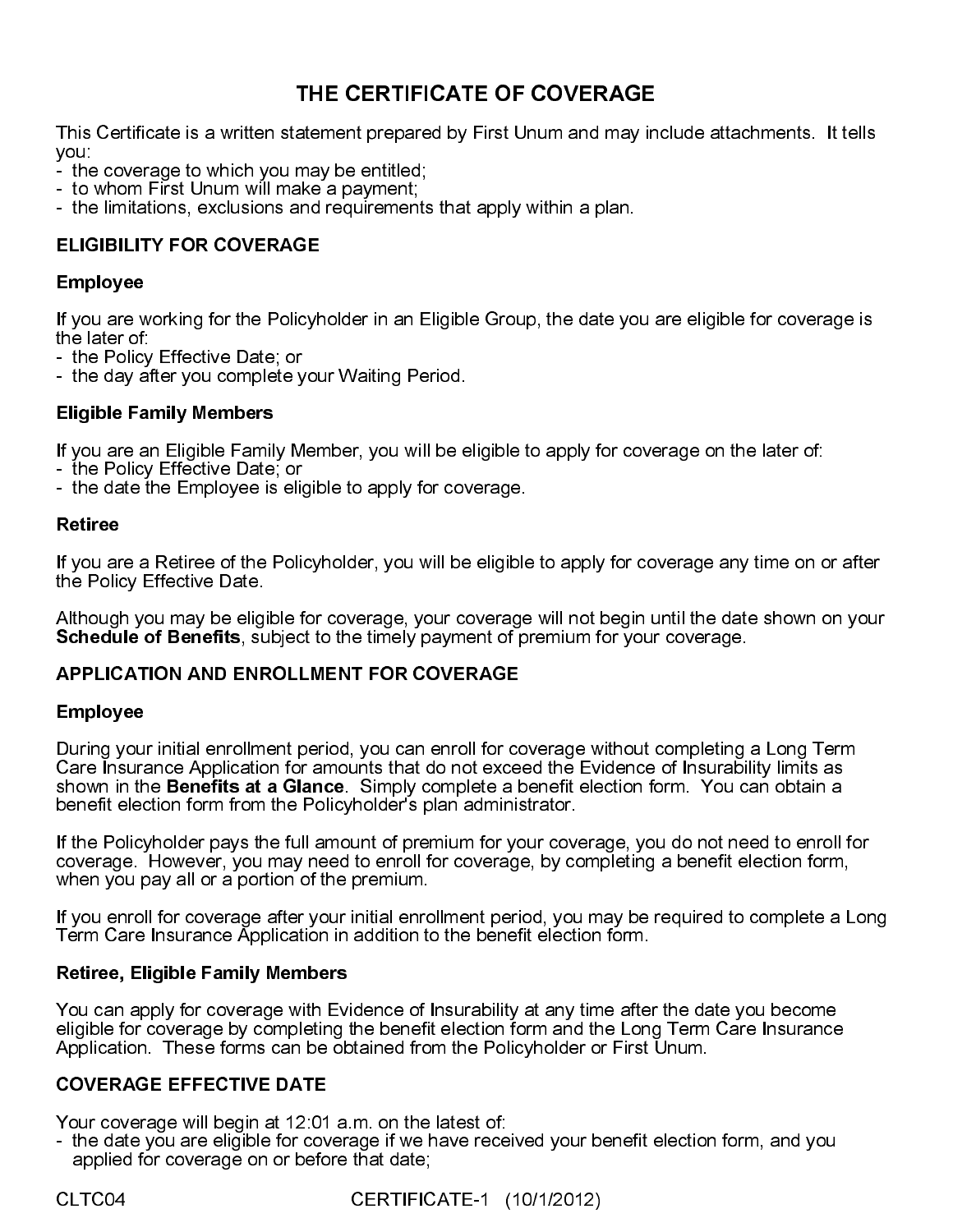# THE CERTIFICATE OF COVERAGE

This Certificate is a written statement prepared by First Unum and may include attachments. It tells you:
- the coverage to which you may be entitled;
- to whom First Unum will make a payment;
- the limitations, exclusions and requirements that apply within a plan.

## ELIGIBILITY FOR COVERAGE

### Employee

If you are working for the Policyholder in an Eligible Group, the date you are eligible for coverage is the later of:
- the Policy Effective Date; or
- the day after you complete your Waiting Period.

### Eligible Family Members

If you are an Eligible Family Member, you will be eligible to apply for coverage on the later of:
- the Policy Effective Date; or
- the date the Employee is eligible to apply for coverage.

### Retiree

If you are a Retiree of the Policyholder, you will be eligible to apply for coverage any time on or after the Policy Effective Date.

Although you may be eligible for coverage, your coverage will not begin until the date shown on your **Schedule of Benefits**, subject to the timely payment of premium for your coverage.

## APPLICATION AND ENROLLMENT FOR COVERAGE

### Employee

During your initial enrollment period, you can enroll for coverage without completing a Long Term Care Insurance Application for amounts that do not exceed the Evidence of Insurability limits as shown in the **Benefits at a Glance**. Simply complete a benefit election form. You can obtain a benefit election form from the Policyholder's plan administrator.

If the Policyholder pays the full amount of premium for your coverage, you do not need to enroll for coverage. However, you may need to enroll for coverage, by completing a benefit election form, when you pay all or a portion of the premium.

If you enroll for coverage after your initial enrollment period, you may be required to complete a Long Term Care Insurance Application in addition to the benefit election form.

### Retiree, Eligible Family Members

You can apply for coverage with Evidence of Insurability at any time after the date you become eligible for coverage by completing the benefit election form and the Long Term Care Insurance Application. These forms can be obtained from the Policyholder or First Unum.

## COVERAGE EFFECTIVE DATE

Your coverage will begin at 12:01 a.m. on the latest of:
- the date you are eligible for coverage if we have received your benefit election form, and you applied for coverage on or before that date;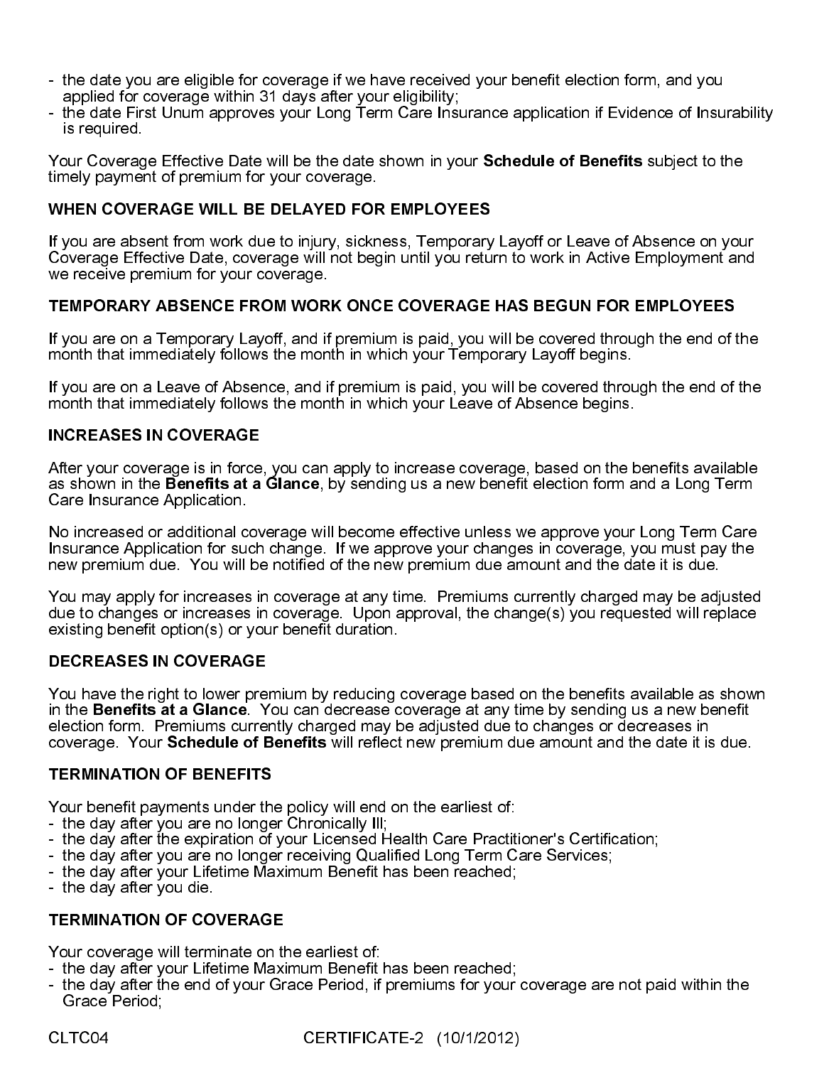- the date you are eligible for coverage if we have received your benefit election form, and you applied for coverage within 31 days after your eligibility;
- the date First Unum approves your Long Term Care Insurance application if Evidence of Insurability is required.

Your Coverage Effective Date will be the date shown in your **Schedule of Benefits** subject to the timely payment of premium for your coverage.

## WHEN COVERAGE WILL BE DELAYED FOR EMPLOYEES

If you are absent from work due to injury, sickness, Temporary Layoff or Leave of Absence on your Coverage Effective Date, coverage will not begin until you return to work in Active Employment and we receive premium for your coverage.

## TEMPORARY ABSENCE FROM WORK ONCE COVERAGE HAS BEGUN FOR EMPLOYEES

If you are on a Temporary Layoff, and if premium is paid, you will be covered through the end of the month that immediately follows the month in which your Temporary Layoff begins.

If you are on a Leave of Absence, and if premium is paid, you will be covered through the end of the month that immediately follows the month in which your Leave of Absence begins.

## INCREASES IN COVERAGE

After your coverage is in force, you can apply to increase coverage, based on the benefits available as shown in the **Benefits at a Glance**, by sending us a new benefit election form and a Long Term Care Insurance Application.

No increased or additional coverage will become effective unless we approve your Long Term Care Insurance Application for such change. If we approve your changes in coverage, you must pay the new premium due. You will be notified of the new premium due amount and the date it is due.

You may apply for increases in coverage at any time. Premiums currently charged may be adjusted due to changes or increases in coverage. Upon approval, the change(s) you requested will replace existing benefit option(s) or your benefit duration.

## DECREASES IN COVERAGE

You have the right to lower premium by reducing coverage based on the benefits available as shown in the **Benefits at a Glance**. You can decrease coverage at any time by sending us a new benefit election form. Premiums currently charged may be adjusted due to changes or decreases in coverage. Your **Schedule of Benefits** will reflect new premium due amount and the date it is due.

## TERMINATION OF BENEFITS

Your benefit payments under the policy will end on the earliest of:
- the day after you are no longer Chronically Ill;
- the day after the expiration of your Licensed Health Care Practitioner's Certification;
- the day after you are no longer receiving Qualified Long Term Care Services;
- the day after your Lifetime Maximum Benefit has been reached;
- the day after you die.

## TERMINATION OF COVERAGE

Your coverage will terminate on the earliest of:
- the day after your Lifetime Maximum Benefit has been reached;
- the day after the end of your Grace Period, if premiums for your coverage are not paid within the Grace Period;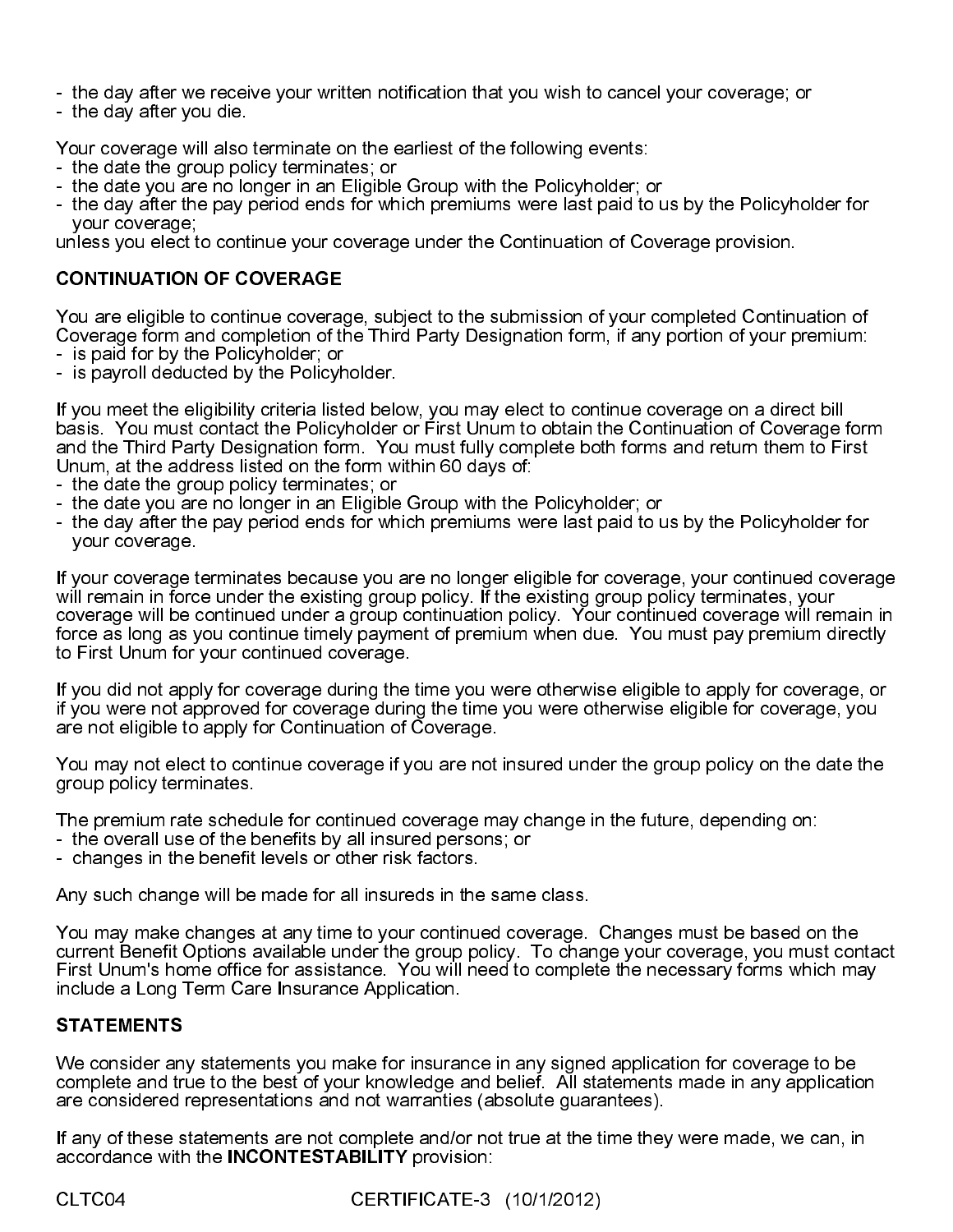- the day after we receive your written notification that you wish to cancel your coverage; or
- the day after you die.

Your coverage will also terminate on the earliest of the following events:
- the date the group policy terminates; or
- the date you are no longer in an Eligible Group with the Policyholder; or
- the day after the pay period ends for which premiums were last paid to us by the Policyholder for your coverage;

unless you elect to continue your coverage under the Continuation of Coverage provision.

## CONTINUATION OF COVERAGE

You are eligible to continue coverage, subject to the submission of your completed Continuation of Coverage form and completion of the Third Party Designation form, if any portion of your premium:
- is paid for by the Policyholder; or
- is payroll deducted by the Policyholder.

If you meet the eligibility criteria listed below, you may elect to continue coverage on a direct bill basis. You must contact the Policyholder or First Unum to obtain the Continuation of Coverage form and the Third Party Designation form. You must fully complete both forms and return them to First Unum, at the address listed on the form within 60 days of:
- the date the group policy terminates; or
- the date you are no longer in an Eligible Group with the Policyholder; or
- the day after the pay period ends for which premiums were last paid to us by the Policyholder for your coverage.

If your coverage terminates because you are no longer eligible for coverage, your continued coverage will remain in force under the existing group policy. If the existing group policy terminates, your coverage will be continued under a group continuation policy. Your continued coverage will remain in force as long as you continue timely payment of premium when due. You must pay premium directly to First Unum for your continued coverage.

If you did not apply for coverage during the time you were otherwise eligible to apply for coverage, or if you were not approved for coverage during the time you were otherwise eligible for coverage, you are not eligible to apply for Continuation of Coverage.

You may not elect to continue coverage if you are not insured under the group policy on the date the group policy terminates.

The premium rate schedule for continued coverage may change in the future, depending on:
- the overall use of the benefits by all insured persons; or
- changes in the benefit levels or other risk factors.

Any such change will be made for all insureds in the same class.

You may make changes at any time to your continued coverage. Changes must be based on the current Benefit Options available under the group policy. To change your coverage, you must contact First Unum's home office for assistance. You will need to complete the necessary forms which may include a Long Term Care Insurance Application.

## STATEMENTS

We consider any statements you make for insurance in any signed application for coverage to be complete and true to the best of your knowledge and belief. All statements made in any application are considered representations and not warranties (absolute guarantees).

If any of these statements are not complete and/or not true at the time they were made, we can, in accordance with the **INCONTESTABILITY** provision:

CLTC04 CERTIFICATE-3 (10/1/2012)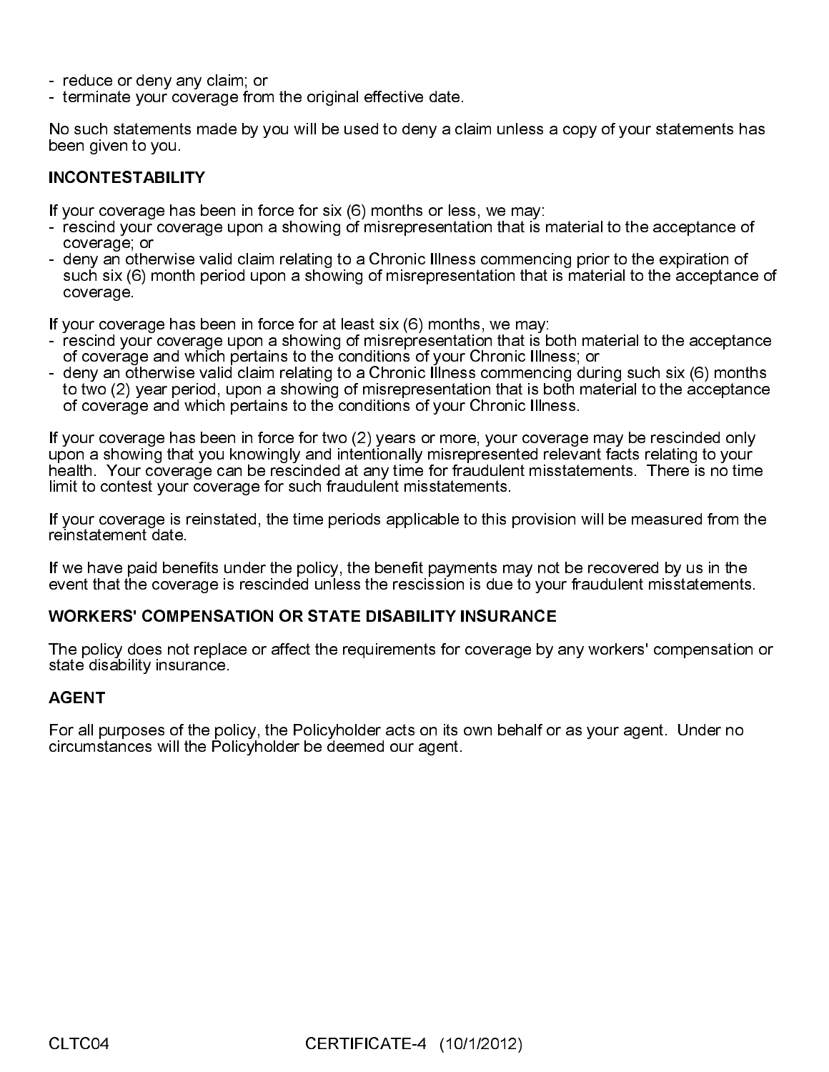- reduce or deny any claim; or
- terminate your coverage from the original effective date.

No such statements made by you will be used to deny a claim unless a copy of your statements has been given to you.

**INCONTESTABILITY**

If your coverage has been in force for six (6) months or less, we may:
- rescind your coverage upon a showing of misrepresentation that is material to the acceptance of coverage; or
- deny an otherwise valid claim relating to a Chronic Illness commencing prior to the expiration of such six (6) month period upon a showing of misrepresentation that is material to the acceptance of coverage.

If your coverage has been in force for at least six (6) months, we may:
- rescind your coverage upon a showing of misrepresentation that is both material to the acceptance of coverage and which pertains to the conditions of your Chronic Illness; or
- deny an otherwise valid claim relating to a Chronic Illness commencing during such six (6) months to two (2) year period, upon a showing of misrepresentation that is both material to the acceptance of coverage and which pertains to the conditions of your Chronic Illness.

If your coverage has been in force for two (2) years or more, your coverage may be rescinded only upon a showing that you knowingly and intentionally misrepresented relevant facts relating to your health. Your coverage can be rescinded at any time for fraudulent misstatements. There is no time limit to contest your coverage for such fraudulent misstatements.

If your coverage is reinstated, the time periods applicable to this provision will be measured from the reinstatement date.

If we have paid benefits under the policy, the benefit payments may not be recovered by us in the event that the coverage is rescinded unless the rescission is due to your fraudulent misstatements.

**WORKERS' COMPENSATION OR STATE DISABILITY INSURANCE**

The policy does not replace or affect the requirements for coverage by any workers' compensation or state disability insurance.

**AGENT**

For all purposes of the policy, the Policyholder acts on its own behalf or as your agent. Under no circumstances will the Policyholder be deemed our agent.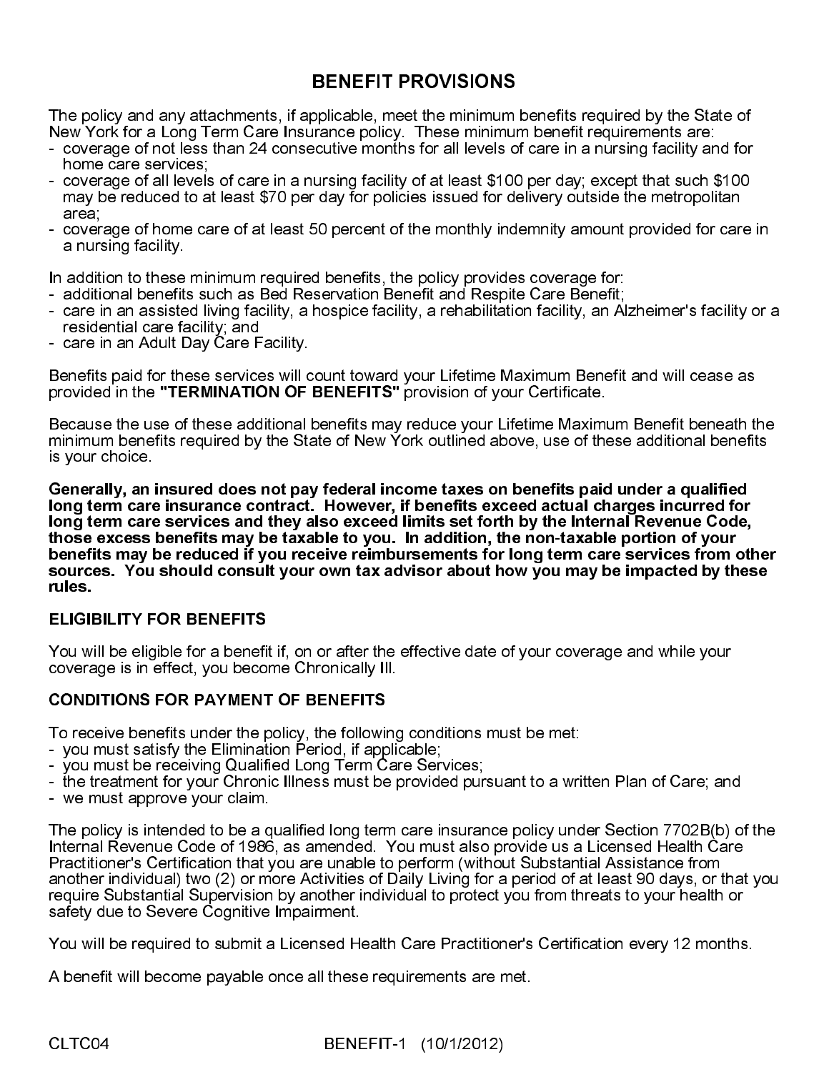# BENEFIT PROVISIONS

The policy and any attachments, if applicable, meet the minimum benefits required by the State of New York for a Long Term Care Insurance policy. These minimum benefit requirements are:

- coverage of not less than 24 consecutive months for all levels of care in a nursing facility and for home care services;
- coverage of all levels of care in a nursing facility of at least $100 per day; except that such $100 may be reduced to at least $70 per day for policies issued for delivery outside the metropolitan area;
- coverage of home care of at least 50 percent of the monthly indemnity amount provided for care in a nursing facility.

In addition to these minimum required benefits, the policy provides coverage for:

- additional benefits such as Bed Reservation Benefit and Respite Care Benefit;
- care in an assisted living facility, a hospice facility, a rehabilitation facility, an Alzheimer's facility or a residential care facility; and
- care in an Adult Day Care Facility.

Benefits paid for these services will count toward your Lifetime Maximum Benefit and will cease as provided in the **"TERMINATION OF BENEFITS"** provision of your Certificate.

Because the use of these additional benefits may reduce your Lifetime Maximum Benefit beneath the minimum benefits required by the State of New York outlined above, use of these additional benefits is your choice.

**Generally, an insured does not pay federal income taxes on benefits paid under a qualified long term care insurance contract. However, if benefits exceed actual charges incurred for long term care services and they also exceed limits set forth by the Internal Revenue Code, those excess benefits may be taxable to you. In addition, the non-taxable portion of your benefits may be reduced if you receive reimbursements for long term care services from other sources. You should consult your own tax advisor about how you may be impacted by these rules.**

## ELIGIBILITY FOR BENEFITS

You will be eligible for a benefit if, on or after the effective date of your coverage and while your coverage is in effect, you become Chronically Ill.

## CONDITIONS FOR PAYMENT OF BENEFITS

To receive benefits under the policy, the following conditions must be met:

- you must satisfy the Elimination Period, if applicable;
- you must be receiving Qualified Long Term Care Services;
- the treatment for your Chronic Illness must be provided pursuant to a written Plan of Care; and
- we must approve your claim.

The policy is intended to be a qualified long term care insurance policy under Section 7702B(b) of the Internal Revenue Code of 1986, as amended. You must also provide us a Licensed Health Care Practitioner's Certification that you are unable to perform (without Substantial Assistance from another individual) two (2) or more Activities of Daily Living for a period of at least 90 days, or that you require Substantial Supervision by another individual to protect you from threats to your health or safety due to Severe Cognitive Impairment.

You will be required to submit a Licensed Health Care Practitioner's Certification every 12 months.

A benefit will become payable once all these requirements are met.

CLTC04 BENEFIT-1 (10/1/2012)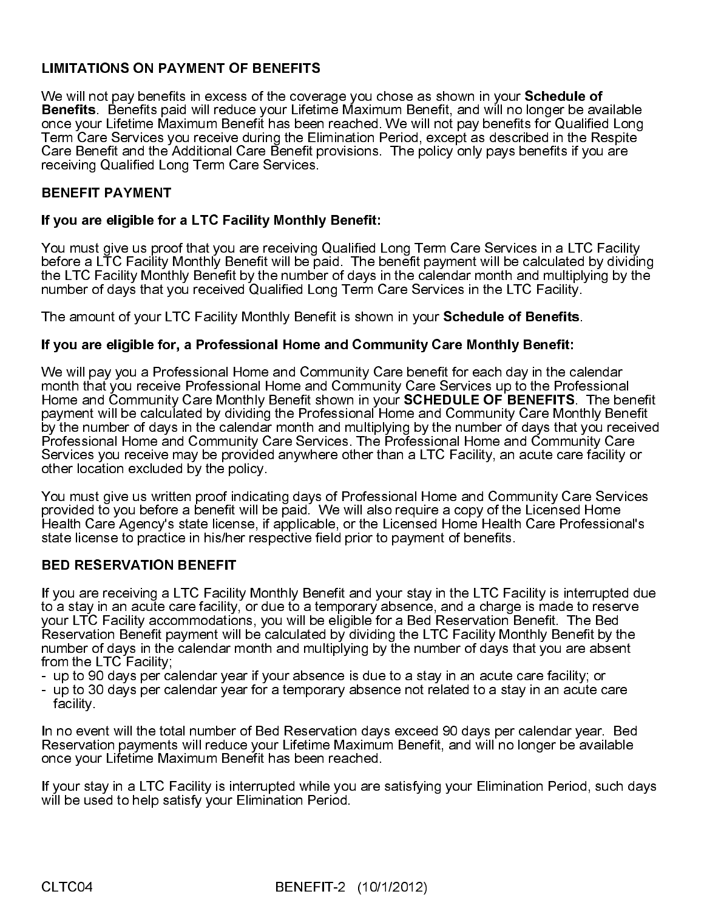## LIMITATIONS ON PAYMENT OF BENEFITS

We will not pay benefits in excess of the coverage you chose as shown in your **Schedule of Benefits**. Benefits paid will reduce your Lifetime Maximum Benefit, and will no longer be available once your Lifetime Maximum Benefit has been reached. We will not pay benefits for Qualified Long Term Care Services you receive during the Elimination Period, except as described in the Respite Care Benefit and the Additional Care Benefit provisions. The policy only pays benefits if you are receiving Qualified Long Term Care Services.

## BENEFIT PAYMENT

### If you are eligible for a LTC Facility Monthly Benefit:

You must give us proof that you are receiving Qualified Long Term Care Services in a LTC Facility before a LTC Facility Monthly Benefit will be paid. The benefit payment will be calculated by dividing the LTC Facility Monthly Benefit by the number of days in the calendar month and multiplying by the number of days that you received Qualified Long Term Care Services in the LTC Facility.

The amount of your LTC Facility Monthly Benefit is shown in your **Schedule of Benefits**.

### If you are eligible for, a Professional Home and Community Care Monthly Benefit:

We will pay you a Professional Home and Community Care benefit for each day in the calendar month that you receive Professional Home and Community Care Services up to the Professional Home and Community Care Monthly Benefit shown in your **SCHEDULE OF BENEFITS**. The benefit payment will be calculated by dividing the Professional Home and Community Care Monthly Benefit by the number of days in the calendar month and multiplying by the number of days that you received Professional Home and Community Care Services. The Professional Home and Community Care Services you receive may be provided anywhere other than a LTC Facility, an acute care facility or other location excluded by the policy.

You must give us written proof indicating days of Professional Home and Community Care Services provided to you before a benefit will be paid. We will also require a copy of the Licensed Home Health Care Agency's state license, if applicable, or the Licensed Home Health Care Professional's state license to practice in his/her respective field prior to payment of benefits.

## BED RESERVATION BENEFIT

If you are receiving a LTC Facility Monthly Benefit and your stay in the LTC Facility is interrupted due to a stay in an acute care facility, or due to a temporary absence, and a charge is made to reserve your LTC Facility accommodations, you will be eligible for a Bed Reservation Benefit. The Bed Reservation Benefit payment will be calculated by dividing the LTC Facility Monthly Benefit by the number of days in the calendar month and multiplying by the number of days that you are absent from the LTC Facility;

- up to 90 days per calendar year if your absence is due to a stay in an acute care facility; or
- up to 30 days per calendar year for a temporary absence not related to a stay in an acute care facility.

In no event will the total number of Bed Reservation days exceed 90 days per calendar year. Bed Reservation payments will reduce your Lifetime Maximum Benefit, and will no longer be available once your Lifetime Maximum Benefit has been reached.

If your stay in a LTC Facility is interrupted while you are satisfying your Elimination Period, such days will be used to help satisfy your Elimination Period.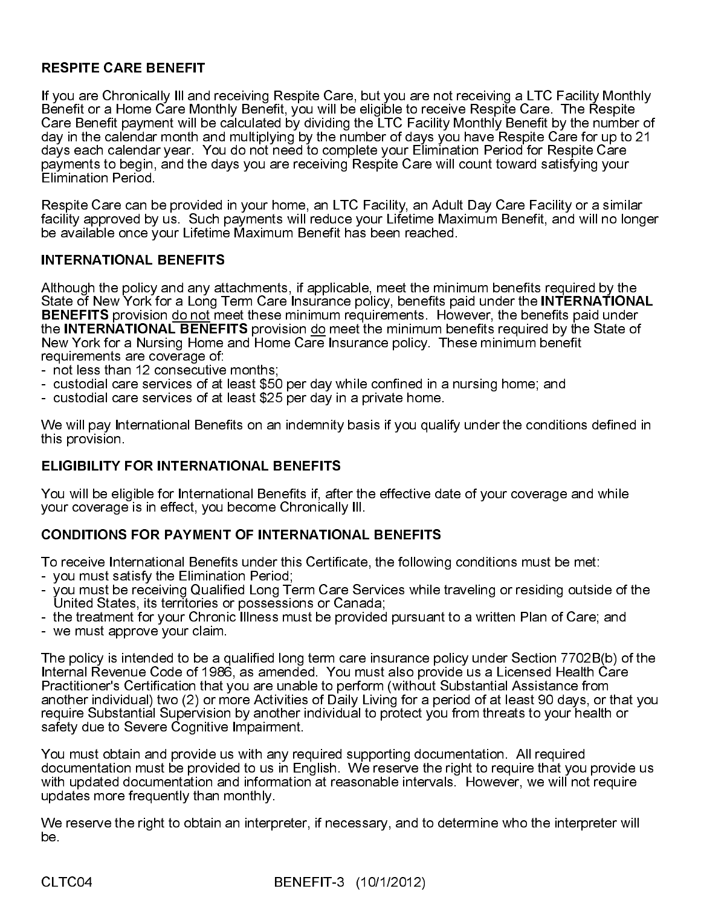### RESPITE CARE BENEFIT

If you are Chronically Ill and receiving Respite Care, but you are not receiving a LTC Facility Monthly Benefit or a Home Care Monthly Benefit, you will be eligible to receive Respite Care. The Respite Care Benefit payment will be calculated by dividing the LTC Facility Monthly Benefit by the number of day in the calendar month and multiplying by the number of days you have Respite Care for up to 21 days each calendar year. You do not need to complete your Elimination Period for Respite Care payments to begin, and the days you are receiving Respite Care will count toward satisfying your Elimination Period.

Respite Care can be provided in your home, an LTC Facility, an Adult Day Care Facility or a similar facility approved by us. Such payments will reduce your Lifetime Maximum Benefit, and will no longer be available once your Lifetime Maximum Benefit has been reached.

### INTERNATIONAL BENEFITS

Although the policy and any attachments, if applicable, meet the minimum benefits required by the State of New York for a Long Term Care Insurance policy, benefits paid under the **INTERNATIONAL BENEFITS** provision do not meet these minimum requirements. However, the benefits paid under the **INTERNATIONAL BENEFITS** provision do meet the minimum benefits required by the State of New York for a Nursing Home and Home Care Insurance policy. These minimum benefit requirements are coverage of:

- not less than 12 consecutive months;
- custodial care services of at least $50 per day while confined in a nursing home; and
- custodial care services of at least $25 per day in a private home.

We will pay International Benefits on an indemnity basis if you qualify under the conditions defined in this provision.

### ELIGIBILITY FOR INTERNATIONAL BENEFITS

You will be eligible for International Benefits if, after the effective date of your coverage and while your coverage is in effect, you become Chronically Ill.

### CONDITIONS FOR PAYMENT OF INTERNATIONAL BENEFITS

To receive International Benefits under this Certificate, the following conditions must be met:

- you must satisfy the Elimination Period;
- you must be receiving Qualified Long Term Care Services while traveling or residing outside of the United States, its territories or possessions or Canada;
- the treatment for your Chronic Illness must be provided pursuant to a written Plan of Care; and
- we must approve your claim.

The policy is intended to be a qualified long term care insurance policy under Section 7702B(b) of the Internal Revenue Code of 1986, as amended. You must also provide us a Licensed Health Care Practitioner's Certification that you are unable to perform (without Substantial Assistance from another individual) two (2) or more Activities of Daily Living for a period of at least 90 days, or that you require Substantial Supervision by another individual to protect you from threats to your health or safety due to Severe Cognitive Impairment.

You must obtain and provide us with any required supporting documentation. All required documentation must be provided to us in English. We reserve the right to require that you provide us with updated documentation and information at reasonable intervals. However, we will not require updates more frequently than monthly.

We reserve the right to obtain an interpreter, if necessary, and to determine who the interpreter will be.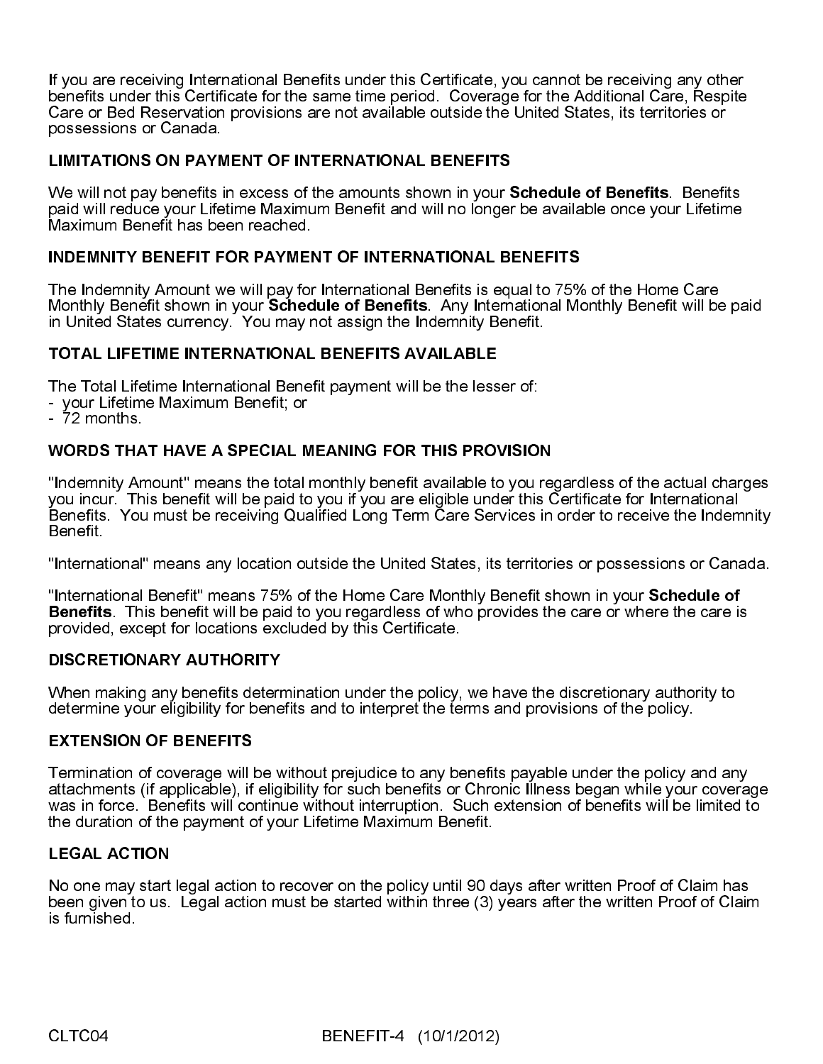If you are receiving International Benefits under this Certificate, you cannot be receiving any other benefits under this Certificate for the same time period. Coverage for the Additional Care, Respite Care or Bed Reservation provisions are not available outside the United States, its territories or possessions or Canada.

### LIMITATIONS ON PAYMENT OF INTERNATIONAL BENEFITS

We will not pay benefits in excess of the amounts shown in your **Schedule of Benefits**. Benefits paid will reduce your Lifetime Maximum Benefit and will no longer be available once your Lifetime Maximum Benefit has been reached.

### INDEMNITY BENEFIT FOR PAYMENT OF INTERNATIONAL BENEFITS

The Indemnity Amount we will pay for International Benefits is equal to 75% of the Home Care Monthly Benefit shown in your **Schedule of Benefits**. Any International Monthly Benefit will be paid in United States currency. You may not assign the Indemnity Benefit.

### TOTAL LIFETIME INTERNATIONAL BENEFITS AVAILABLE

The Total Lifetime International Benefit payment will be the lesser of:
- your Lifetime Maximum Benefit; or
- 72 months.

### WORDS THAT HAVE A SPECIAL MEANING FOR THIS PROVISION

"Indemnity Amount" means the total monthly benefit available to you regardless of the actual charges you incur. This benefit will be paid to you if you are eligible under this Certificate for International Benefits. You must be receiving Qualified Long Term Care Services in order to receive the Indemnity Benefit.

"International" means any location outside the United States, its territories or possessions or Canada.

"International Benefit" means 75% of the Home Care Monthly Benefit shown in your **Schedule of Benefits**. This benefit will be paid to you regardless of who provides the care or where the care is provided, except for locations excluded by this Certificate.

### DISCRETIONARY AUTHORITY

When making any benefits determination under the policy, we have the discretionary authority to determine your eligibility for benefits and to interpret the terms and provisions of the policy.

### EXTENSION OF BENEFITS

Termination of coverage will be without prejudice to any benefits payable under the policy and any attachments (if applicable), if eligibility for such benefits or Chronic Illness began while your coverage was in force. Benefits will continue without interruption. Such extension of benefits will be limited to the duration of the payment of your Lifetime Maximum Benefit.

### LEGAL ACTION

No one may start legal action to recover on the policy until 90 days after written Proof of Claim has been given to us. Legal action must be started within three (3) years after the written Proof of Claim is furnished.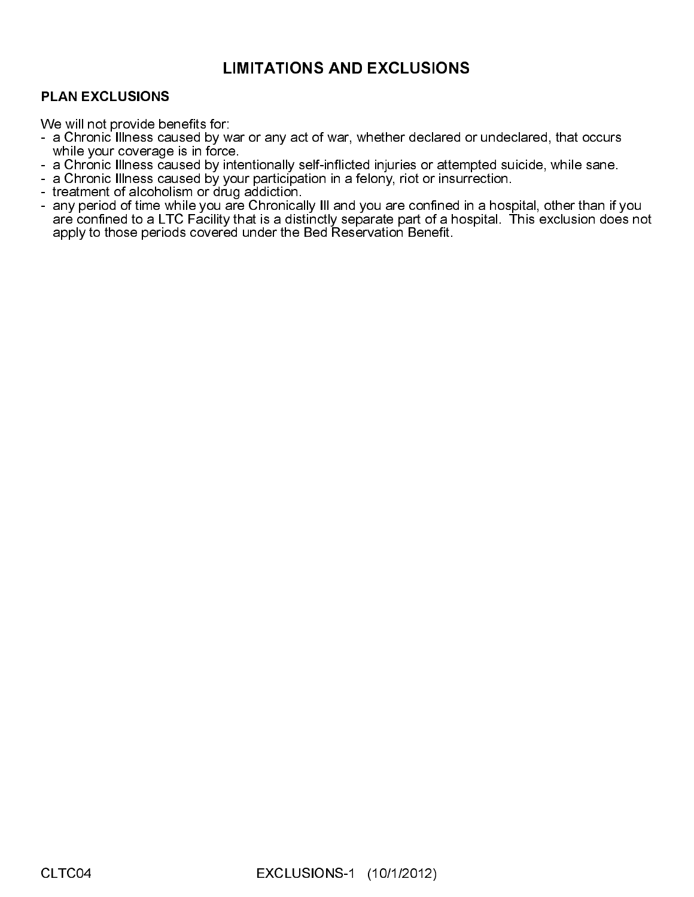# LIMITATIONS AND EXCLUSIONS

## PLAN EXCLUSIONS

We will not provide benefits for:

- a Chronic Illness caused by war or any act of war, whether declared or undeclared, that occurs while your coverage is in force.
- a Chronic Illness caused by intentionally self-inflicted injuries or attempted suicide, while sane.
- a Chronic Illness caused by your participation in a felony, riot or insurrection.
- treatment of alcoholism or drug addiction.
- any period of time while you are Chronically Ill and you are confined in a hospital, other than if you are confined to a LTC Facility that is a distinctly separate part of a hospital. This exclusion does not apply to those periods covered under the Bed Reservation Benefit.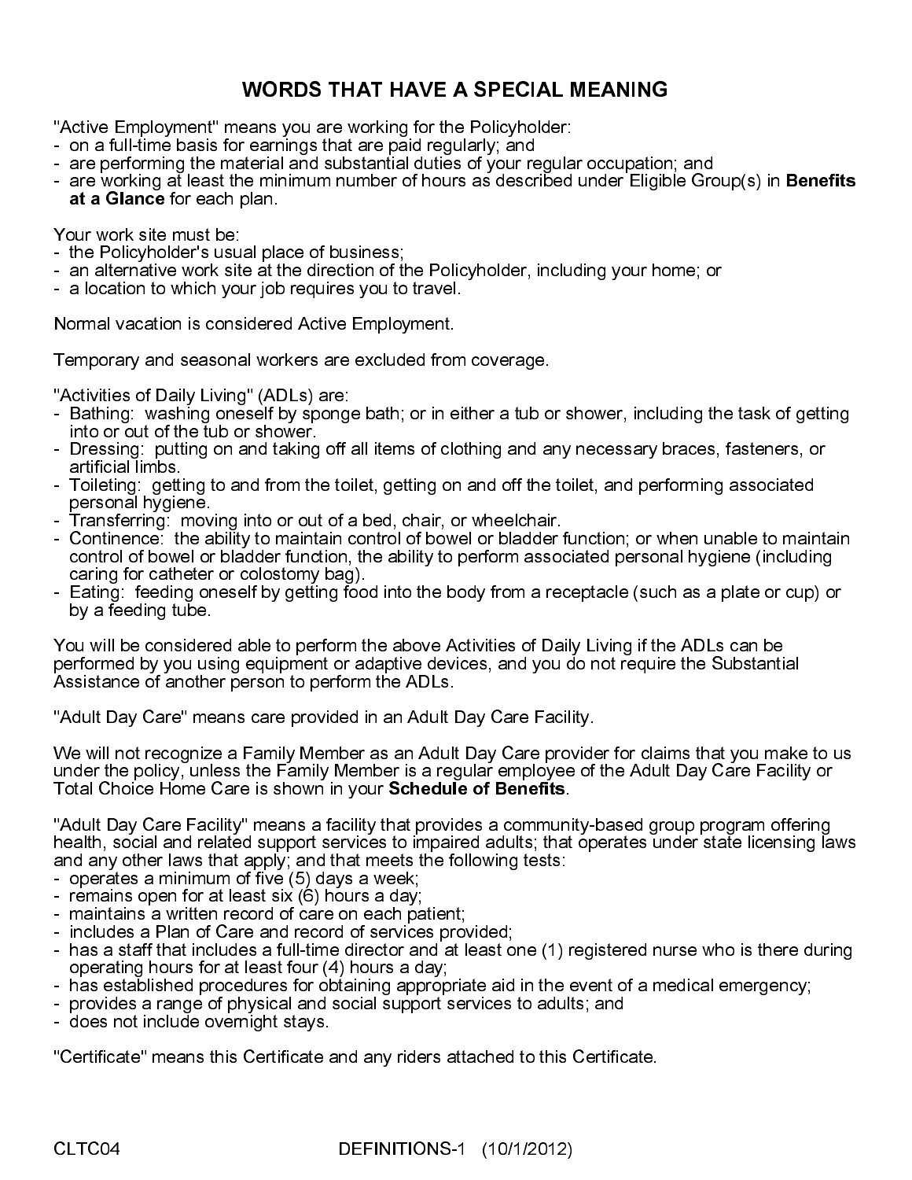# WORDS THAT HAVE A SPECIAL MEANING

"Active Employment" means you are working for the Policyholder:

- on a full-time basis for earnings that are paid regularly; and
- are performing the material and substantial duties of your regular occupation; and
- are working at least the minimum number of hours as described under Eligible Group(s) in **Benefits at a Glance** for each plan.

Your work site must be:

- the Policyholder's usual place of business;
- an alternative work site at the direction of the Policyholder, including your home; or
- a location to which your job requires you to travel.

Normal vacation is considered Active Employment.

Temporary and seasonal workers are excluded from coverage.

"Activities of Daily Living" (ADLs) are:

- Bathing: washing oneself by sponge bath; or in either a tub or shower, including the task of getting into or out of the tub or shower.
- Dressing: putting on and taking off all items of clothing and any necessary braces, fasteners, or artificial limbs.
- Toileting: getting to and from the toilet, getting on and off the toilet, and performing associated personal hygiene.
- Transferring: moving into or out of a bed, chair, or wheelchair.
- Continence: the ability to maintain control of bowel or bladder function; or when unable to maintain control of bowel or bladder function, the ability to perform associated personal hygiene (including caring for catheter or colostomy bag).
- Eating: feeding oneself by getting food into the body from a receptacle (such as a plate or cup) or by a feeding tube.

You will be considered able to perform the above Activities of Daily Living if the ADLs can be performed by you using equipment or adaptive devices, and you do not require the Substantial Assistance of another person to perform the ADLs.

"Adult Day Care" means care provided in an Adult Day Care Facility.

We will not recognize a Family Member as an Adult Day Care provider for claims that you make to us under the policy, unless the Family Member is a regular employee of the Adult Day Care Facility or Total Choice Home Care is shown in your **Schedule of Benefits**.

"Adult Day Care Facility" means a facility that provides a community-based group program offering health, social and related support services to impaired adults; that operates under state licensing laws and any other laws that apply; and that meets the following tests:

- operates a minimum of five (5) days a week;
- remains open for at least six (6) hours a day;
- maintains a written record of care on each patient;
- includes a Plan of Care and record of services provided;
- has a staff that includes a full-time director and at least one (1) registered nurse who is there during operating hours for at least four (4) hours a day;
- has established procedures for obtaining appropriate aid in the event of a medical emergency;
- provides a range of physical and social support services to adults; and
- does not include overnight stays.

"Certificate" means this Certificate and any riders attached to this Certificate.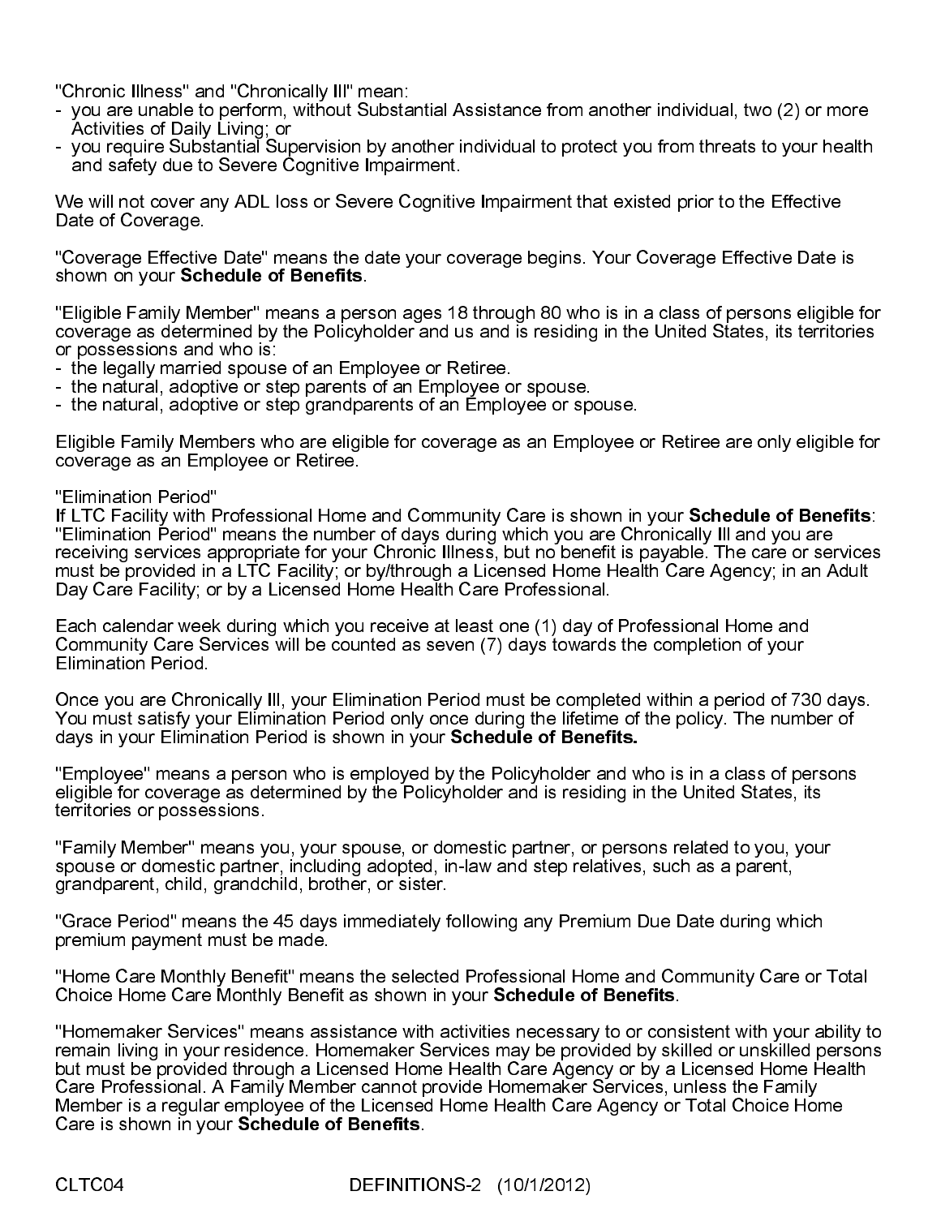"Chronic Illness" and "Chronically Ill" mean:

- you are unable to perform, without Substantial Assistance from another individual, two (2) or more Activities of Daily Living; or
- you require Substantial Supervision by another individual to protect you from threats to your health and safety due to Severe Cognitive Impairment.

We will not cover any ADL loss or Severe Cognitive Impairment that existed prior to the Effective Date of Coverage.

"Coverage Effective Date" means the date your coverage begins. Your Coverage Effective Date is shown on your **Schedule of Benefits**.

"Eligible Family Member" means a person ages 18 through 80 who is in a class of persons eligible for coverage as determined by the Policyholder and us and is residing in the United States, its territories or possessions and who is:

- the legally married spouse of an Employee or Retiree.
- the natural, adoptive or step parents of an Employee or spouse.
- the natural, adoptive or step grandparents of an Employee or spouse.

Eligible Family Members who are eligible for coverage as an Employee or Retiree are only eligible for coverage as an Employee or Retiree.

"Elimination Period"
If LTC Facility with Professional Home and Community Care is shown in your **Schedule of Benefits**: "Elimination Period" means the number of days during which you are Chronically Ill and you are receiving services appropriate for your Chronic Illness, but no benefit is payable. The care or services must be provided in a LTC Facility; or by/through a Licensed Home Health Care Agency; in an Adult Day Care Facility; or by a Licensed Home Health Care Professional.

Each calendar week during which you receive at least one (1) day of Professional Home and Community Care Services will be counted as seven (7) days towards the completion of your Elimination Period.

Once you are Chronically Ill, your Elimination Period must be completed within a period of 730 days. You must satisfy your Elimination Period only once during the lifetime of the policy. The number of days in your Elimination Period is shown in your **Schedule of Benefits.**

"Employee" means a person who is employed by the Policyholder and who is in a class of persons eligible for coverage as determined by the Policyholder and is residing in the United States, its territories or possessions.

"Family Member" means you, your spouse, or domestic partner, or persons related to you, your spouse or domestic partner, including adopted, in-law and step relatives, such as a parent, grandparent, child, grandchild, brother, or sister.

"Grace Period" means the 45 days immediately following any Premium Due Date during which premium payment must be made.

"Home Care Monthly Benefit" means the selected Professional Home and Community Care or Total Choice Home Care Monthly Benefit as shown in your **Schedule of Benefits**.

"Homemaker Services" means assistance with activities necessary to or consistent with your ability to remain living in your residence. Homemaker Services may be provided by skilled or unskilled persons but must be provided through a Licensed Home Health Care Agency or by a Licensed Home Health Care Professional. A Family Member cannot provide Homemaker Services, unless the Family Member is a regular employee of the Licensed Home Health Care Agency or Total Choice Home Care is shown in your **Schedule of Benefits**.

CLTC04 DEFINITIONS-2 (10/1/2012)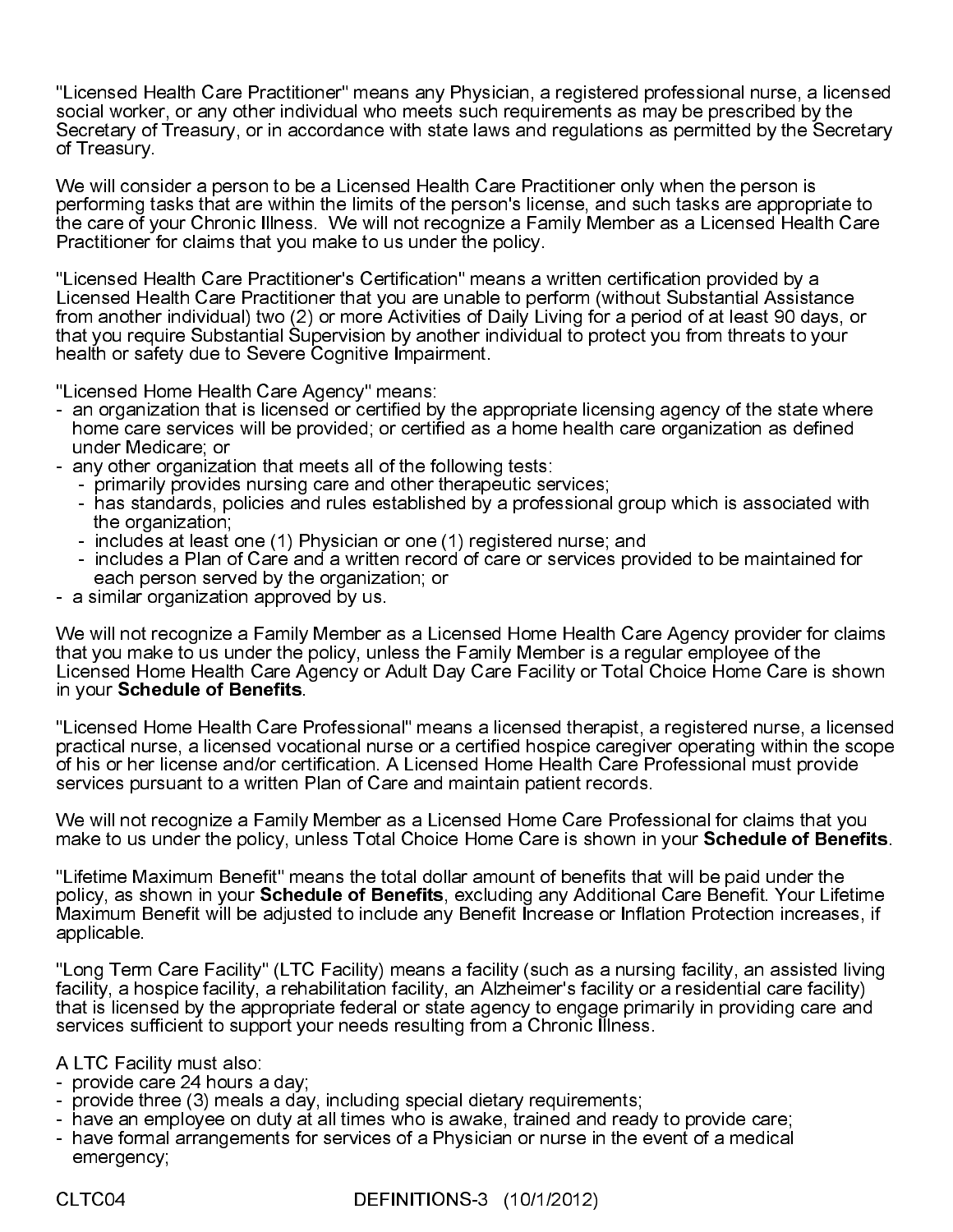"Licensed Health Care Practitioner" means any Physician, a registered professional nurse, a licensed social worker, or any other individual who meets such requirements as may be prescribed by the Secretary of Treasury, or in accordance with state laws and regulations as permitted by the Secretary of Treasury.

We will consider a person to be a Licensed Health Care Practitioner only when the person is performing tasks that are within the limits of the person's license, and such tasks are appropriate to the care of your Chronic Illness. We will not recognize a Family Member as a Licensed Health Care Practitioner for claims that you make to us under the policy.

"Licensed Health Care Practitioner's Certification" means a written certification provided by a Licensed Health Care Practitioner that you are unable to perform (without Substantial Assistance from another individual) two (2) or more Activities of Daily Living for a period of at least 90 days, or that you require Substantial Supervision by another individual to protect you from threats to your health or safety due to Severe Cognitive Impairment.

"Licensed Home Health Care Agency" means:

- an organization that is licensed or certified by the appropriate licensing agency of the state where home care services will be provided; or certified as a home health care organization as defined under Medicare; or
- any other organization that meets all of the following tests:
  - primarily provides nursing care and other therapeutic services;
  - has standards, policies and rules established by a professional group which is associated with the organization;
  - includes at least one (1) Physician or one (1) registered nurse; and
  - includes a Plan of Care and a written record of care or services provided to be maintained for each person served by the organization; or
- a similar organization approved by us.

We will not recognize a Family Member as a Licensed Home Health Care Agency provider for claims that you make to us under the policy, unless the Family Member is a regular employee of the Licensed Home Health Care Agency or Adult Day Care Facility or Total Choice Home Care is shown in your **Schedule of Benefits**.

"Licensed Home Health Care Professional" means a licensed therapist, a registered nurse, a licensed practical nurse, a licensed vocational nurse or a certified hospice caregiver operating within the scope of his or her license and/or certification. A Licensed Home Health Care Professional must provide services pursuant to a written Plan of Care and maintain patient records.

We will not recognize a Family Member as a Licensed Home Care Professional for claims that you make to us under the policy, unless Total Choice Home Care is shown in your **Schedule of Benefits**.

"Lifetime Maximum Benefit" means the total dollar amount of benefits that will be paid under the policy, as shown in your **Schedule of Benefits**, excluding any Additional Care Benefit. Your Lifetime Maximum Benefit will be adjusted to include any Benefit Increase or Inflation Protection increases, if applicable.

"Long Term Care Facility" (LTC Facility) means a facility (such as a nursing facility, an assisted living facility, a hospice facility, a rehabilitation facility, an Alzheimer's facility or a residential care facility) that is licensed by the appropriate federal or state agency to engage primarily in providing care and services sufficient to support your needs resulting from a Chronic Illness.

A LTC Facility must also:

- provide care 24 hours a day;
- provide three (3) meals a day, including special dietary requirements;
- have an employee on duty at all times who is awake, trained and ready to provide care;
- have formal arrangements for services of a Physician or nurse in the event of a medical emergency;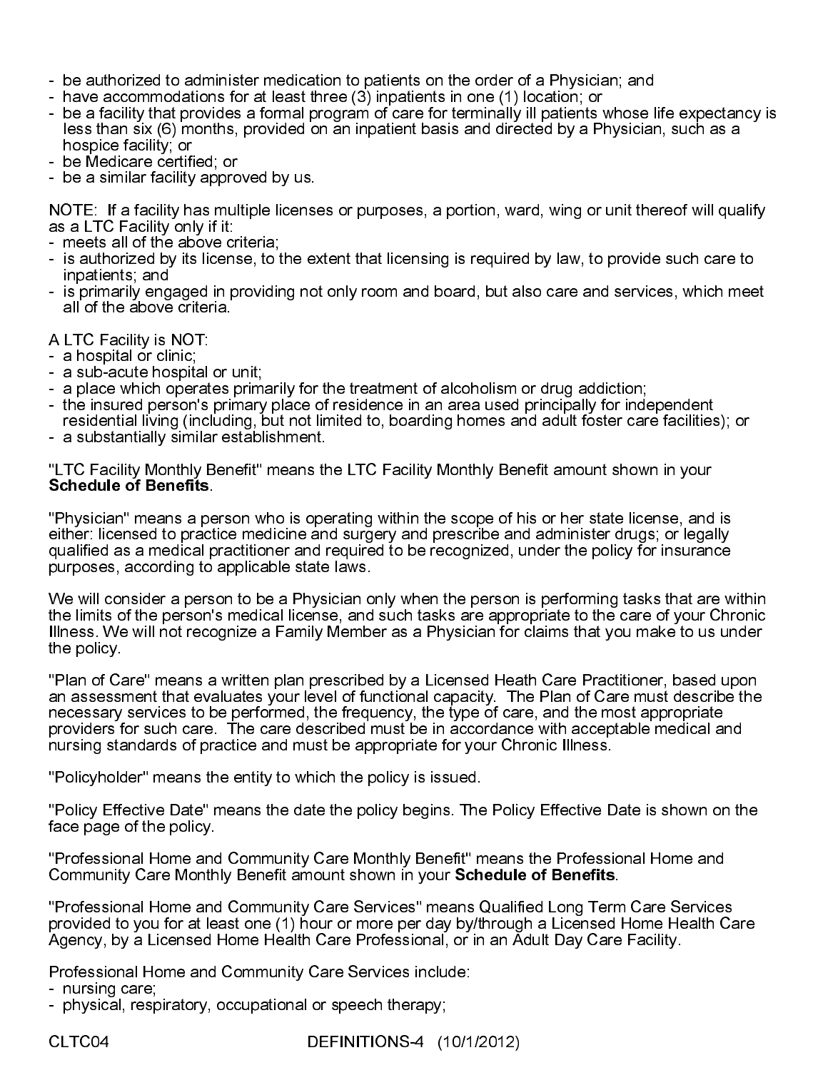- be authorized to administer medication to patients on the order of a Physician; and
- have accommodations for at least three (3) inpatients in one (1) location; or
- be a facility that provides a formal program of care for terminally ill patients whose life expectancy is less than six (6) months, provided on an inpatient basis and directed by a Physician, such as a hospice facility; or
- be Medicare certified; or
- be a similar facility approved by us.

NOTE: If a facility has multiple licenses or purposes, a portion, ward, wing or unit thereof will qualify as a LTC Facility only if it:
- meets all of the above criteria;
- is authorized by its license, to the extent that licensing is required by law, to provide such care to inpatients; and
- is primarily engaged in providing not only room and board, but also care and services, which meet all of the above criteria.

A LTC Facility is NOT:
- a hospital or clinic;
- a sub-acute hospital or unit;
- a place which operates primarily for the treatment of alcoholism or drug addiction;
- the insured person's primary place of residence in an area used principally for independent residential living (including, but not limited to, boarding homes and adult foster care facilities); or
- a substantially similar establishment.

"LTC Facility Monthly Benefit" means the LTC Facility Monthly Benefit amount shown in your **Schedule of Benefits**.

"Physician" means a person who is operating within the scope of his or her state license, and is either: licensed to practice medicine and surgery and prescribe and administer drugs; or legally qualified as a medical practitioner and required to be recognized, under the policy for insurance purposes, according to applicable state laws.

We will consider a person to be a Physician only when the person is performing tasks that are within the limits of the person's medical license, and such tasks are appropriate to the care of your Chronic Illness. We will not recognize a Family Member as a Physician for claims that you make to us under the policy.

"Plan of Care" means a written plan prescribed by a Licensed Heath Care Practitioner, based upon an assessment that evaluates your level of functional capacity. The Plan of Care must describe the necessary services to be performed, the frequency, the type of care, and the most appropriate providers for such care. The care described must be in accordance with acceptable medical and nursing standards of practice and must be appropriate for your Chronic Illness.

"Policyholder" means the entity to which the policy is issued.

"Policy Effective Date" means the date the policy begins. The Policy Effective Date is shown on the face page of the policy.

"Professional Home and Community Care Monthly Benefit" means the Professional Home and Community Care Monthly Benefit amount shown in your **Schedule of Benefits**.

"Professional Home and Community Care Services" means Qualified Long Term Care Services provided to you for at least one (1) hour or more per day by/through a Licensed Home Health Care Agency, by a Licensed Home Health Care Professional, or in an Adult Day Care Facility.

Professional Home and Community Care Services include:
- nursing care;
- physical, respiratory, occupational or speech therapy;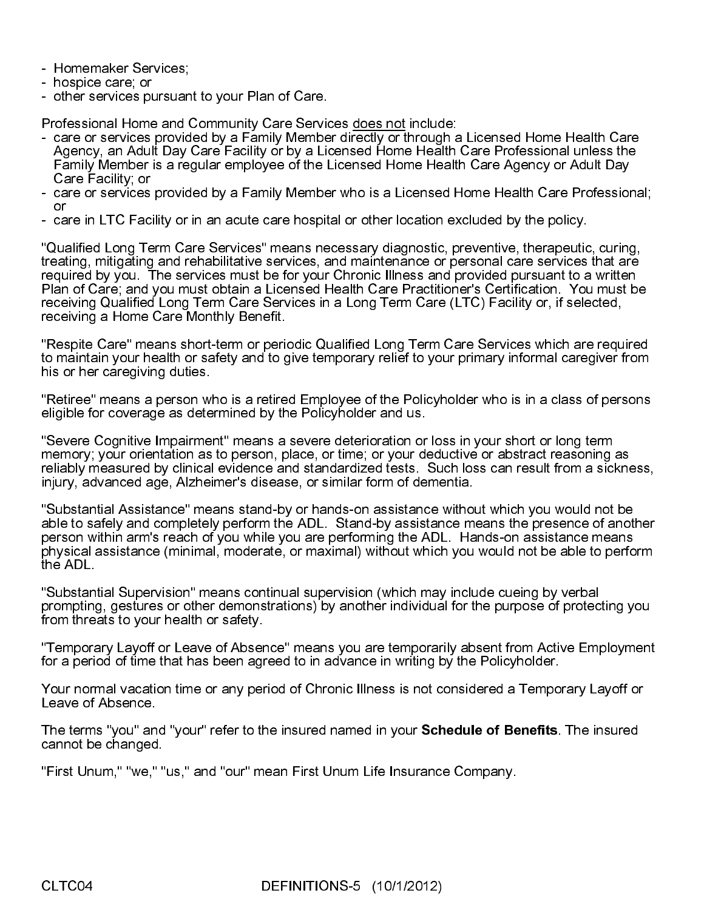- Homemaker Services;
- hospice care; or
- other services pursuant to your Plan of Care.

Professional Home and Community Care Services does not include:
- care or services provided by a Family Member directly or through a Licensed Home Health Care Agency, an Adult Day Care Facility or by a Licensed Home Health Care Professional unless the Family Member is a regular employee of the Licensed Home Health Care Agency or Adult Day Care Facility; or
- care or services provided by a Family Member who is a Licensed Home Health Care Professional; or
- care in LTC Facility or in an acute care hospital or other location excluded by the policy.

"Qualified Long Term Care Services" means necessary diagnostic, preventive, therapeutic, curing, treating, mitigating and rehabilitative services, and maintenance or personal care services that are required by you. The services must be for your Chronic Illness and provided pursuant to a written Plan of Care; and you must obtain a Licensed Health Care Practitioner's Certification. You must be receiving Qualified Long Term Care Services in a Long Term Care (LTC) Facility or, if selected, receiving a Home Care Monthly Benefit.

"Respite Care" means short-term or periodic Qualified Long Term Care Services which are required to maintain your health or safety and to give temporary relief to your primary informal caregiver from his or her caregiving duties.

"Retiree" means a person who is a retired Employee of the Policyholder who is in a class of persons eligible for coverage as determined by the Policyholder and us.

"Severe Cognitive Impairment" means a severe deterioration or loss in your short or long term memory; your orientation as to person, place, or time; or your deductive or abstract reasoning as reliably measured by clinical evidence and standardized tests. Such loss can result from a sickness, injury, advanced age, Alzheimer's disease, or similar form of dementia.

"Substantial Assistance" means stand-by or hands-on assistance without which you would not be able to safely and completely perform the ADL. Stand-by assistance means the presence of another person within arm's reach of you while you are performing the ADL. Hands-on assistance means physical assistance (minimal, moderate, or maximal) without which you would not be able to perform the ADL.

"Substantial Supervision" means continual supervision (which may include cueing by verbal prompting, gestures or other demonstrations) by another individual for the purpose of protecting you from threats to your health or safety.

"Temporary Layoff or Leave of Absence" means you are temporarily absent from Active Employment for a period of time that has been agreed to in advance in writing by the Policyholder.

Your normal vacation time or any period of Chronic Illness is not considered a Temporary Layoff or Leave of Absence.

The terms "you" and "your" refer to the insured named in your **Schedule of Benefits**. The insured cannot be changed.

"First Unum," "we," "us," and "our" mean First Unum Life Insurance Company.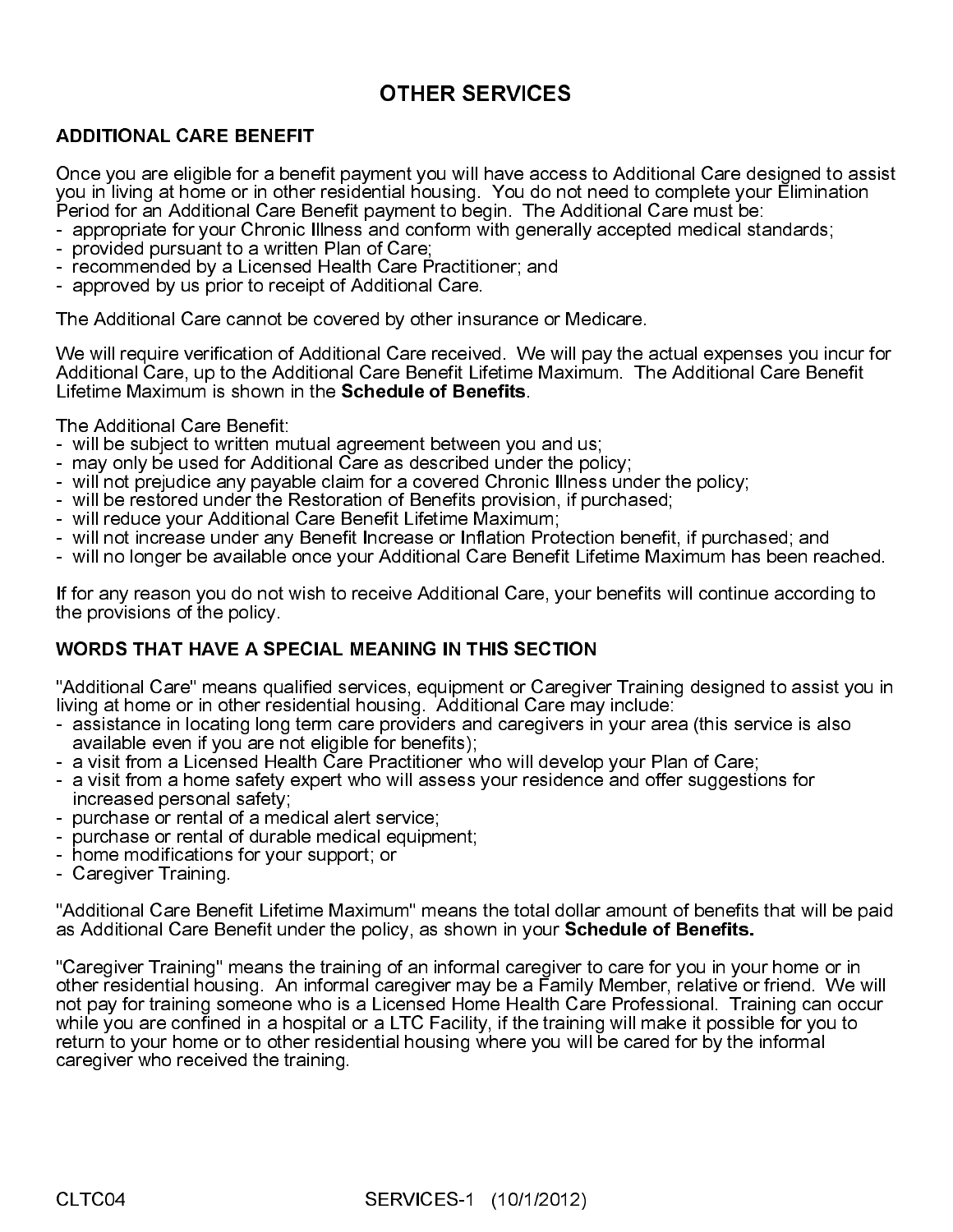# OTHER SERVICES

## ADDITIONAL CARE BENEFIT

Once you are eligible for a benefit payment you will have access to Additional Care designed to assist you in living at home or in other residential housing. You do not need to complete your Elimination Period for an Additional Care Benefit payment to begin. The Additional Care must be:

- appropriate for your Chronic Illness and conform with generally accepted medical standards;
- provided pursuant to a written Plan of Care;
- recommended by a Licensed Health Care Practitioner; and
- approved by us prior to receipt of Additional Care.

The Additional Care cannot be covered by other insurance or Medicare.

We will require verification of Additional Care received. We will pay the actual expenses you incur for Additional Care, up to the Additional Care Benefit Lifetime Maximum. The Additional Care Benefit Lifetime Maximum is shown in the **Schedule of Benefits**.

The Additional Care Benefit:

- will be subject to written mutual agreement between you and us;
- may only be used for Additional Care as described under the policy;
- will not prejudice any payable claim for a covered Chronic Illness under the policy;
- will be restored under the Restoration of Benefits provision, if purchased;
- will reduce your Additional Care Benefit Lifetime Maximum;
- will not increase under any Benefit Increase or Inflation Protection benefit, if purchased; and
- will no longer be available once your Additional Care Benefit Lifetime Maximum has been reached.

If for any reason you do not wish to receive Additional Care, your benefits will continue according to the provisions of the policy.

## WORDS THAT HAVE A SPECIAL MEANING IN THIS SECTION

"Additional Care" means qualified services, equipment or Caregiver Training designed to assist you in living at home or in other residential housing. Additional Care may include:

- assistance in locating long term care providers and caregivers in your area (this service is also available even if you are not eligible for benefits);
- a visit from a Licensed Health Care Practitioner who will develop your Plan of Care;
- a visit from a home safety expert who will assess your residence and offer suggestions for increased personal safety;
- purchase or rental of a medical alert service;
- purchase or rental of durable medical equipment;
- home modifications for your support; or
- Caregiver Training.

"Additional Care Benefit Lifetime Maximum" means the total dollar amount of benefits that will be paid as Additional Care Benefit under the policy, as shown in your **Schedule of Benefits.**

"Caregiver Training" means the training of an informal caregiver to care for you in your home or in other residential housing. An informal caregiver may be a Family Member, relative or friend. We will not pay for training someone who is a Licensed Home Health Care Professional. Training can occur while you are confined in a hospital or a LTC Facility, if the training will make it possible for you to return to your home or to other residential housing where you will be cared for by the informal caregiver who received the training.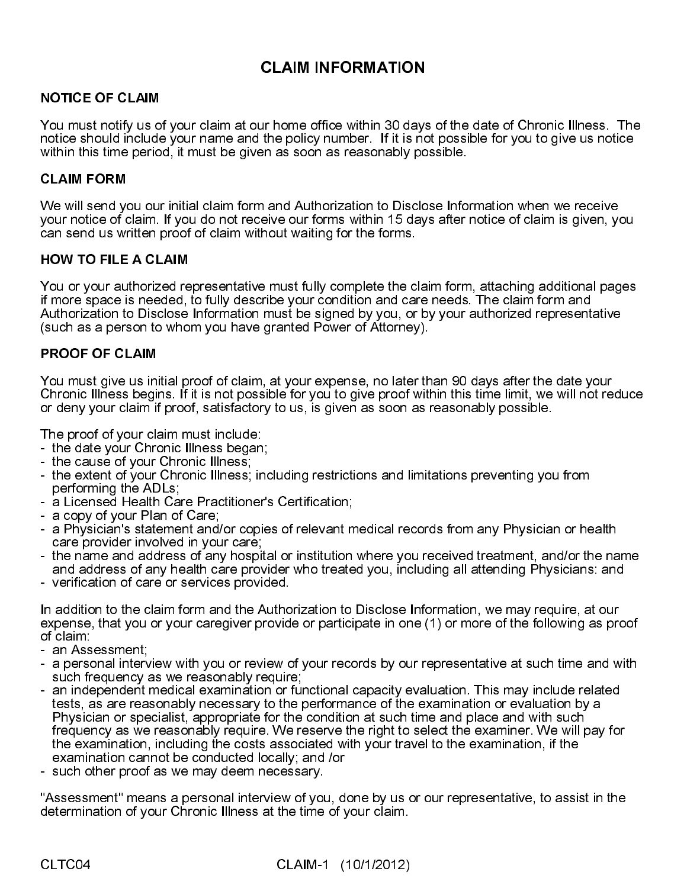# CLAIM INFORMATION

## NOTICE OF CLAIM

You must notify us of your claim at our home office within 30 days of the date of Chronic Illness. The notice should include your name and the policy number. If it is not possible for you to give us notice within this time period, it must be given as soon as reasonably possible.

## CLAIM FORM

We will send you our initial claim form and Authorization to Disclose Information when we receive your notice of claim. If you do not receive our forms within 15 days after notice of claim is given, you can send us written proof of claim without waiting for the forms.

## HOW TO FILE A CLAIM

You or your authorized representative must fully complete the claim form, attaching additional pages if more space is needed, to fully describe your condition and care needs. The claim form and Authorization to Disclose Information must be signed by you, or by your authorized representative (such as a person to whom you have granted Power of Attorney).

## PROOF OF CLAIM

You must give us initial proof of claim, at your expense, no later than 90 days after the date your Chronic Illness begins. If it is not possible for you to give proof within this time limit, we will not reduce or deny your claim if proof, satisfactory to us, is given as soon as reasonably possible.

The proof of your claim must include:
- the date your Chronic Illness began;
- the cause of your Chronic Illness;
- the extent of your Chronic Illness; including restrictions and limitations preventing you from performing the ADLs;
- a Licensed Health Care Practitioner's Certification;
- a copy of your Plan of Care;
- a Physician's statement and/or copies of relevant medical records from any Physician or health care provider involved in your care;
- the name and address of any hospital or institution where you received treatment, and/or the name and address of any health care provider who treated you, including all attending Physicians: and
- verification of care or services provided.

In addition to the claim form and the Authorization to Disclose Information, we may require, at our expense, that you or your caregiver provide or participate in one (1) or more of the following as proof of claim:
- an Assessment;
- a personal interview with you or review of your records by our representative at such time and with such frequency as we reasonably require;
- an independent medical examination or functional capacity evaluation. This may include related tests, as are reasonably necessary to the performance of the examination or evaluation by a Physician or specialist, appropriate for the condition at such time and place and with such frequency as we reasonably require. We reserve the right to select the examiner. We will pay for the examination, including the costs associated with your travel to the examination, if the examination cannot be conducted locally; and /or
- such other proof as we may deem necessary.

"Assessment" means a personal interview of you, done by us or our representative, to assist in the determination of your Chronic Illness at the time of your claim.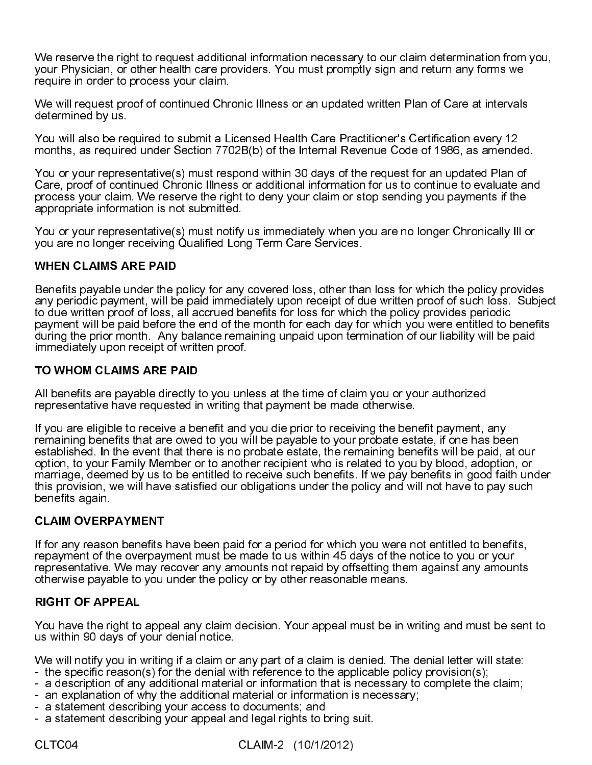We reserve the right to request additional information necessary to our claim determination from you, your Physician, or other health care providers. You must promptly sign and return any forms we require in order to process your claim.

We will request proof of continued Chronic Illness or an updated written Plan of Care at intervals determined by us.

You will also be required to submit a Licensed Health Care Practitioner's Certification every 12 months, as required under Section 7702B(b) of the Internal Revenue Code of 1986, as amended.

You or your representative(s) must respond within 30 days of the request for an updated Plan of Care, proof of continued Chronic Illness or additional information for us to continue to evaluate and process your claim. We reserve the right to deny your claim or stop sending you payments if the appropriate information is not submitted.

You or your representative(s) must notify us immediately when you are no longer Chronically Ill or you are no longer receiving Qualified Long Term Care Services.

**WHEN CLAIMS ARE PAID**

Benefits payable under the policy for any covered loss, other than loss for which the policy provides any periodic payment, will be paid immediately upon receipt of due written proof of such loss. Subject to due written proof of loss, all accrued benefits for loss for which the policy provides periodic payment will be paid before the end of the month for each day for which you were entitled to benefits during the prior month. Any balance remaining unpaid upon termination of our liability will be paid immediately upon receipt of written proof.

**TO WHOM CLAIMS ARE PAID**

All benefits are payable directly to you unless at the time of claim you or your authorized representative have requested in writing that payment be made otherwise.

If you are eligible to receive a benefit and you die prior to receiving the benefit payment, any remaining benefits that are owed to you will be payable to your probate estate, if one has been established. In the event that there is no probate estate, the remaining benefits will be paid, at our option, to your Family Member or to another recipient who is related to you by blood, adoption, or marriage, deemed by us to be entitled to receive such benefits. If we pay benefits in good faith under this provision, we will have satisfied our obligations under the policy and will not have to pay such benefits again.

**CLAIM OVERPAYMENT**

If for any reason benefits have been paid for a period for which you were not entitled to benefits, repayment of the overpayment must be made to us within 45 days of the notice to you or your representative. We may recover any amounts not repaid by offsetting them against any amounts otherwise payable to you under the policy or by other reasonable means.

**RIGHT OF APPEAL**

You have the right to appeal any claim decision. Your appeal must be in writing and must be sent to us within 90 days of your denial notice.

We will notify you in writing if a claim or any part of a claim is denied. The denial letter will state:

- the specific reason(s) for the denial with reference to the applicable policy provision(s);
- a description of any additional material or information that is necessary to complete the claim;
- an explanation of why the additional material or information is necessary;
- a statement describing your access to documents; and
- a statement describing your appeal and legal rights to bring suit.

CLTC04 CLAIM-2 (10/1/2012)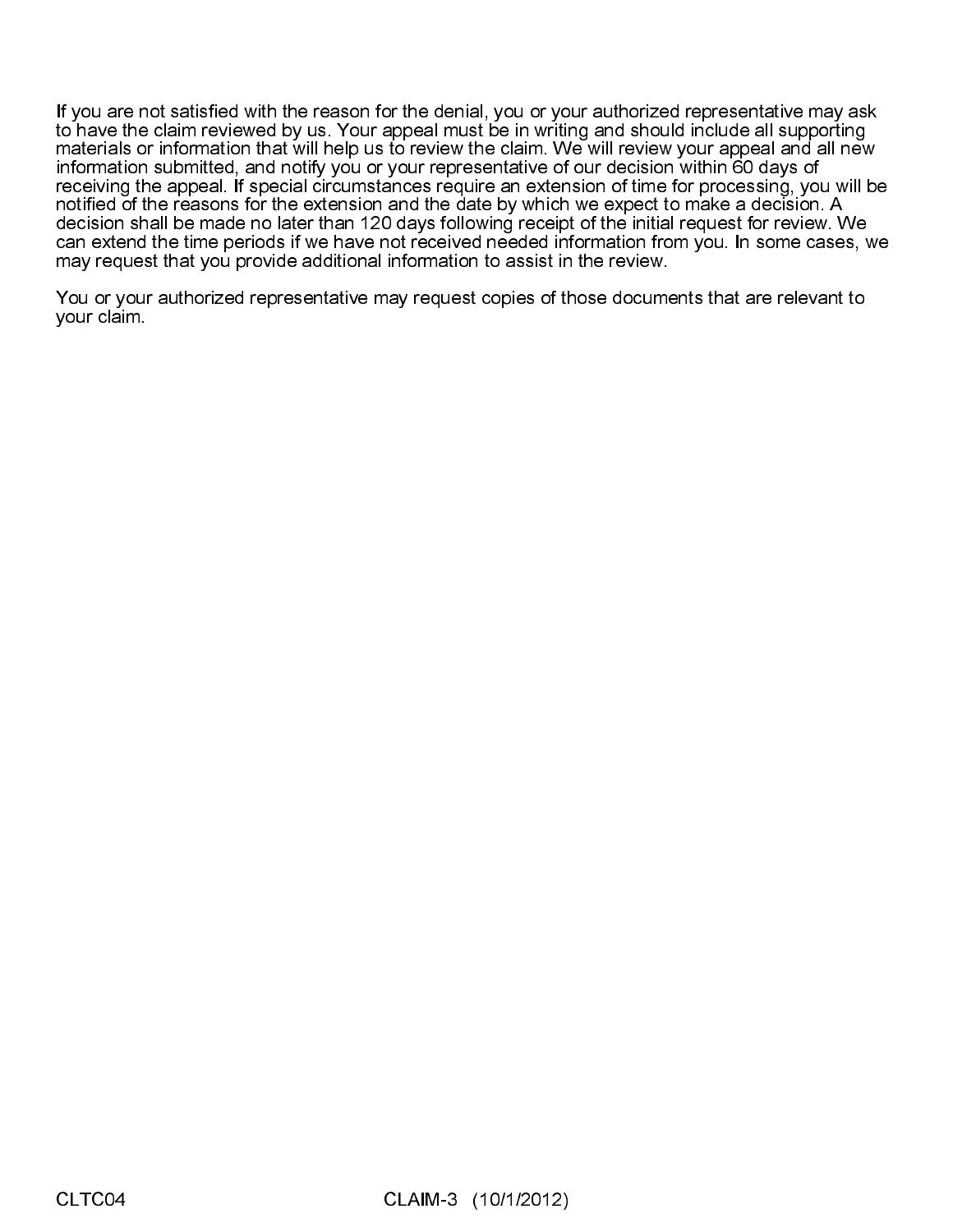If you are not satisfied with the reason for the denial, you or your authorized representative may ask to have the claim reviewed by us. Your appeal must be in writing and should include all supporting materials or information that will help us to review the claim. We will review your appeal and all new information submitted, and notify you or your representative of our decision within 60 days of receiving the appeal. If special circumstances require an extension of time for processing, you will be notified of the reasons for the extension and the date by which we expect to make a decision. A decision shall be made no later than 120 days following receipt of the initial request for review. We can extend the time periods if we have not received needed information from you. In some cases, we may request that you provide additional information to assist in the review.

You or your authorized representative may request copies of those documents that are relevant to your claim.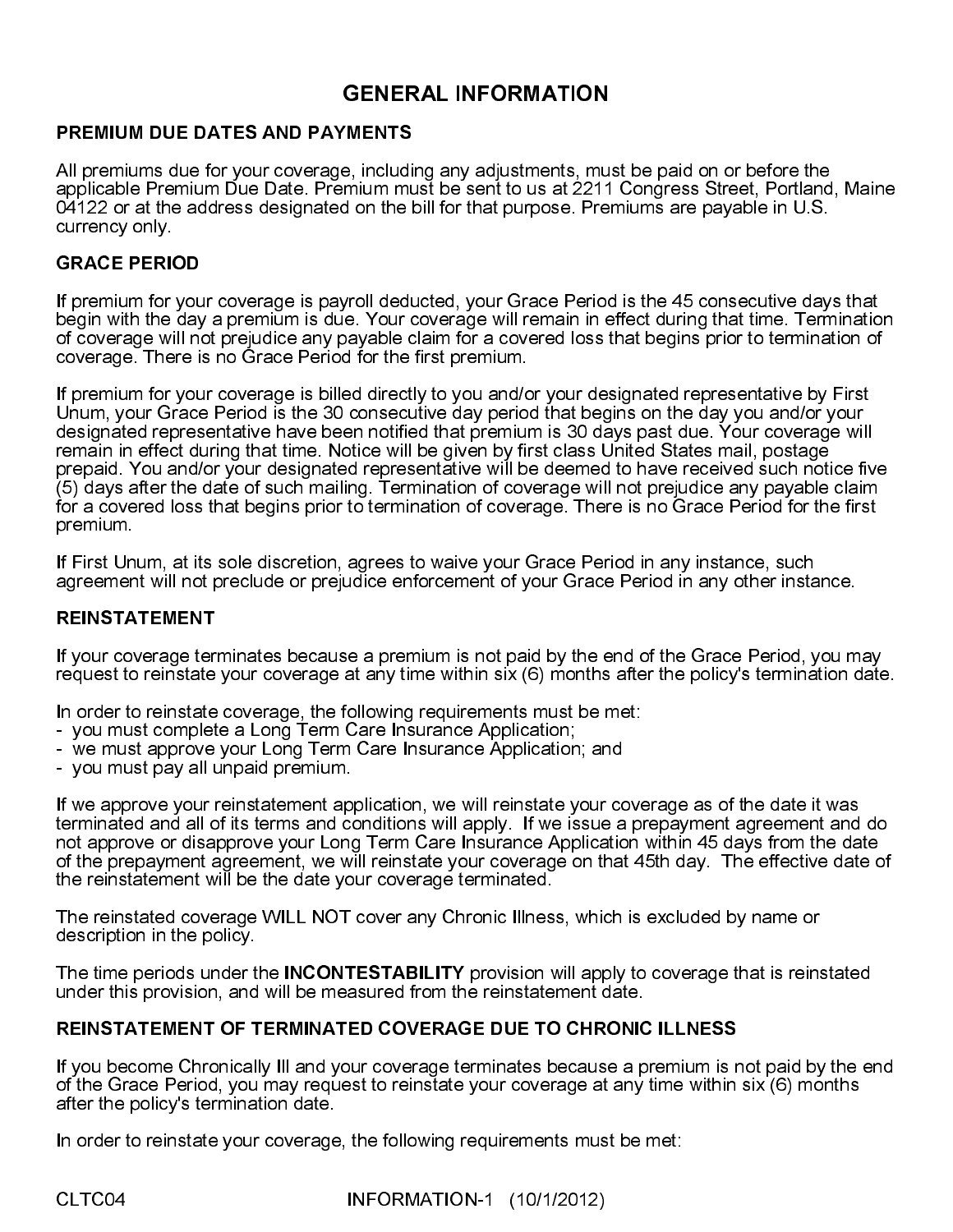# GENERAL INFORMATION

## PREMIUM DUE DATES AND PAYMENTS

All premiums due for your coverage, including any adjustments, must be paid on or before the applicable Premium Due Date. Premium must be sent to us at 2211 Congress Street, Portland, Maine 04122 or at the address designated on the bill for that purpose. Premiums are payable in U.S. currency only.

## GRACE PERIOD

If premium for your coverage is payroll deducted, your Grace Period is the 45 consecutive days that begin with the day a premium is due. Your coverage will remain in effect during that time. Termination of coverage will not prejudice any payable claim for a covered loss that begins prior to termination of coverage. There is no Grace Period for the first premium.

If premium for your coverage is billed directly to you and/or your designated representative by First Unum, your Grace Period is the 30 consecutive day period that begins on the day you and/or your designated representative have been notified that premium is 30 days past due. Your coverage will remain in effect during that time. Notice will be given by first class United States mail, postage prepaid. You and/or your designated representative will be deemed to have received such notice five (5) days after the date of such mailing. Termination of coverage will not prejudice any payable claim for a covered loss that begins prior to termination of coverage. There is no Grace Period for the first premium.

If First Unum, at its sole discretion, agrees to waive your Grace Period in any instance, such agreement will not preclude or prejudice enforcement of your Grace Period in any other instance.

## REINSTATEMENT

If your coverage terminates because a premium is not paid by the end of the Grace Period, you may request to reinstate your coverage at any time within six (6) months after the policy's termination date.

In order to reinstate coverage, the following requirements must be met:
- you must complete a Long Term Care Insurance Application;
- we must approve your Long Term Care Insurance Application; and
- you must pay all unpaid premium.

If we approve your reinstatement application, we will reinstate your coverage as of the date it was terminated and all of its terms and conditions will apply. If we issue a prepayment agreement and do not approve or disapprove your Long Term Care Insurance Application within 45 days from the date of the prepayment agreement, we will reinstate your coverage on that 45th day. The effective date of the reinstatement will be the date your coverage terminated.

The reinstated coverage WILL NOT cover any Chronic Illness, which is excluded by name or description in the policy.

The time periods under the **INCONTESTABILITY** provision will apply to coverage that is reinstated under this provision, and will be measured from the reinstatement date.

## REINSTATEMENT OF TERMINATED COVERAGE DUE TO CHRONIC ILLNESS

If you become Chronically Ill and your coverage terminates because a premium is not paid by the end of the Grace Period, you may request to reinstate your coverage at any time within six (6) months after the policy's termination date.

In order to reinstate your coverage, the following requirements must be met: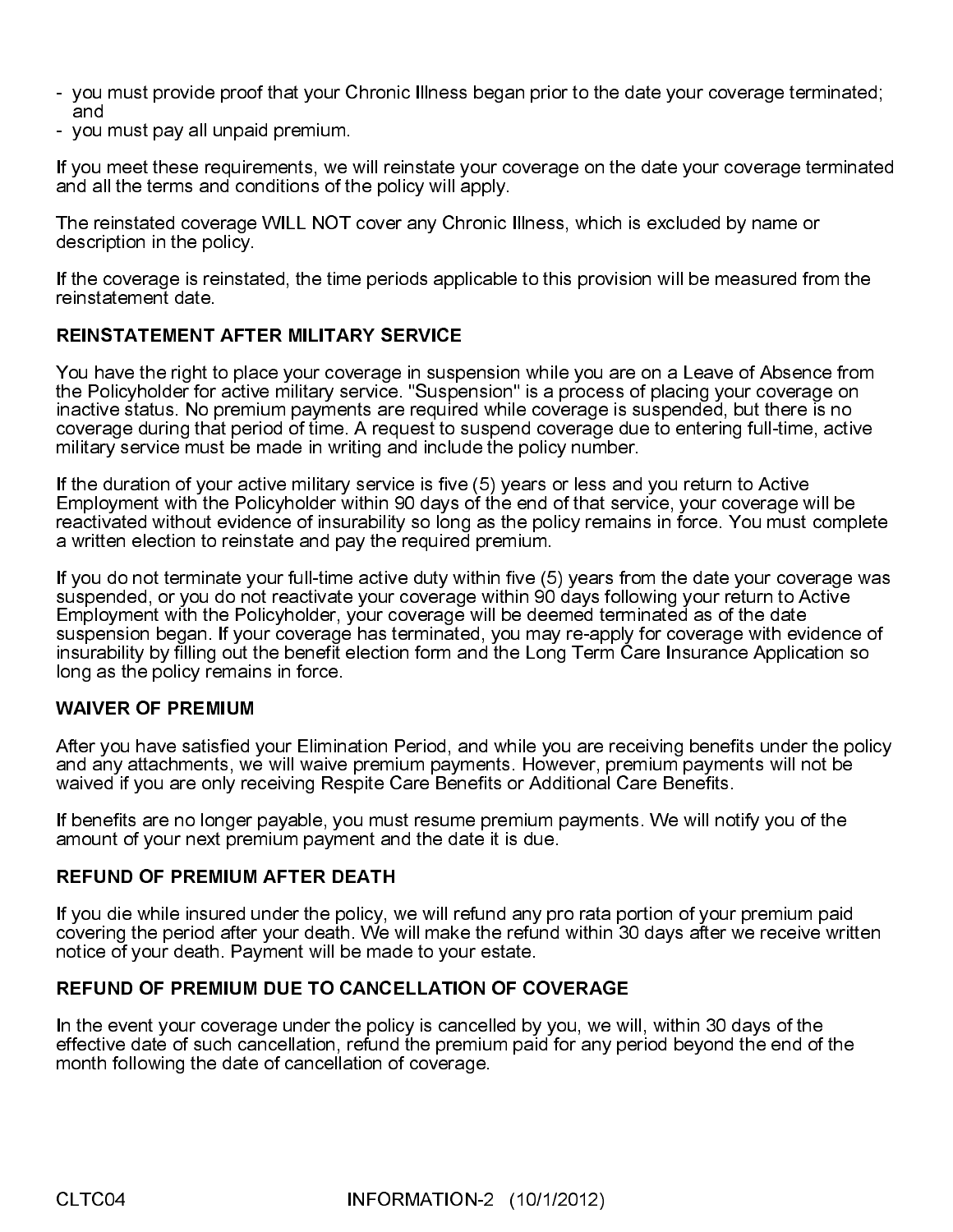- you must provide proof that your Chronic Illness began prior to the date your coverage terminated; and
- you must pay all unpaid premium.

If you meet these requirements, we will reinstate your coverage on the date your coverage terminated and all the terms and conditions of the policy will apply.

The reinstated coverage WILL NOT cover any Chronic Illness, which is excluded by name or description in the policy.

If the coverage is reinstated, the time periods applicable to this provision will be measured from the reinstatement date.

### REINSTATEMENT AFTER MILITARY SERVICE

You have the right to place your coverage in suspension while you are on a Leave of Absence from the Policyholder for active military service. "Suspension" is a process of placing your coverage on inactive status. No premium payments are required while coverage is suspended, but there is no coverage during that period of time. A request to suspend coverage due to entering full-time, active military service must be made in writing and include the policy number.

If the duration of your active military service is five (5) years or less and you return to Active Employment with the Policyholder within 90 days of the end of that service, your coverage will be reactivated without evidence of insurability so long as the policy remains in force. You must complete a written election to reinstate and pay the required premium.

If you do not terminate your full-time active duty within five (5) years from the date your coverage was suspended, or you do not reactivate your coverage within 90 days following your return to Active Employment with the Policyholder, your coverage will be deemed terminated as of the date suspension began. If your coverage has terminated, you may re-apply for coverage with evidence of insurability by filling out the benefit election form and the Long Term Care Insurance Application so long as the policy remains in force.

### WAIVER OF PREMIUM

After you have satisfied your Elimination Period, and while you are receiving benefits under the policy and any attachments, we will waive premium payments. However, premium payments will not be waived if you are only receiving Respite Care Benefits or Additional Care Benefits.

If benefits are no longer payable, you must resume premium payments. We will notify you of the amount of your next premium payment and the date it is due.

### REFUND OF PREMIUM AFTER DEATH

If you die while insured under the policy, we will refund any pro rata portion of your premium paid covering the period after your death. We will make the refund within 30 days after we receive written notice of your death. Payment will be made to your estate.

### REFUND OF PREMIUM DUE TO CANCELLATION OF COVERAGE

In the event your coverage under the policy is cancelled by you, we will, within 30 days of the effective date of such cancellation, refund the premium paid for any period beyond the end of the month following the date of cancellation of coverage.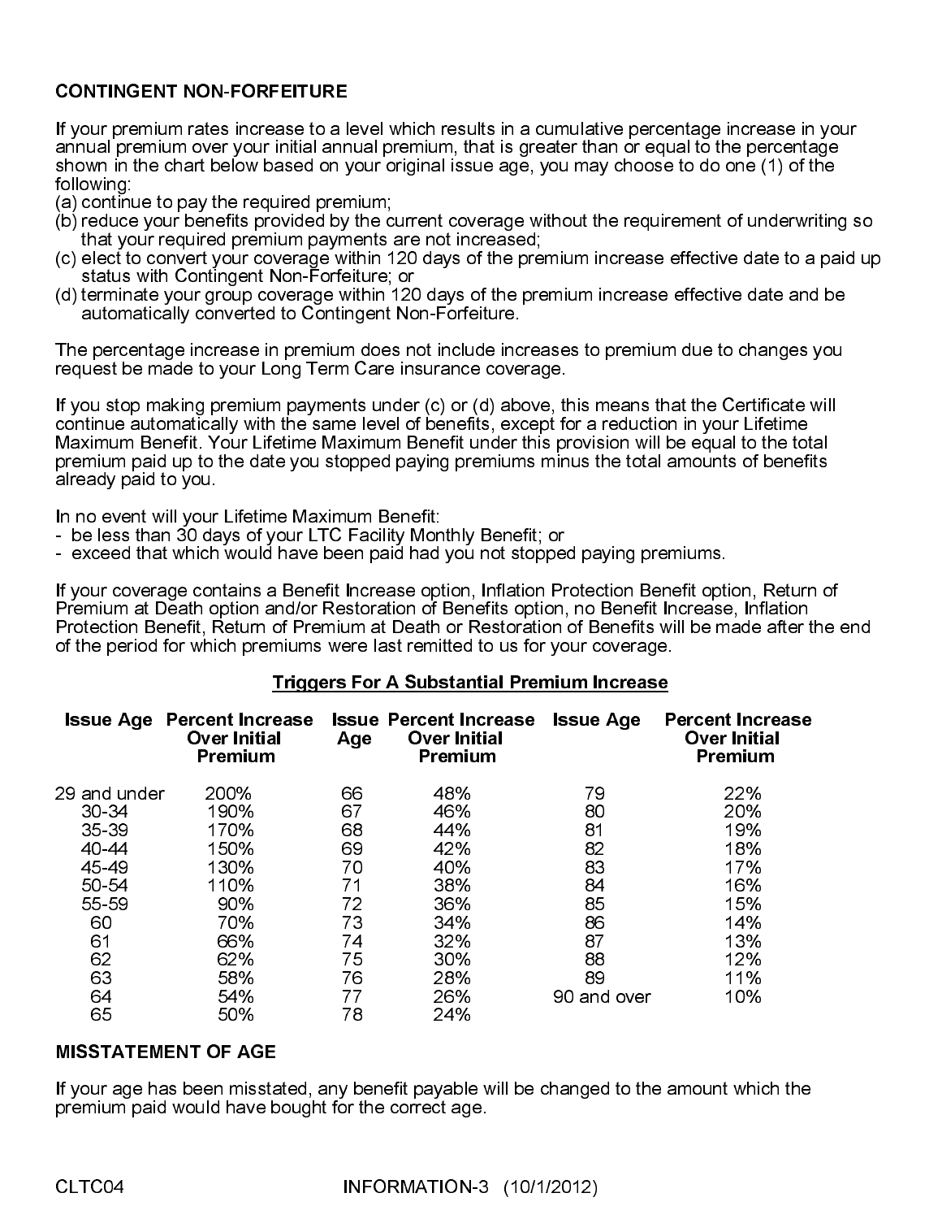## CONTINGENT NON-FORFEITURE

If your premium rates increase to a level which results in a cumulative percentage increase in your annual premium over your initial annual premium, that is greater than or equal to the percentage shown in the chart below based on your original issue age, you may choose to do one (1) of the following:

(a) continue to pay the required premium;
(b) reduce your benefits provided by the current coverage without the requirement of underwriting so that your required premium payments are not increased;
(c) elect to convert your coverage within 120 days of the premium increase effective date to a paid up status with Contingent Non-Forfeiture; or
(d) terminate your group coverage within 120 days of the premium increase effective date and be automatically converted to Contingent Non-Forfeiture.

The percentage increase in premium does not include increases to premium due to changes you request be made to your Long Term Care insurance coverage.

If you stop making premium payments under (c) or (d) above, this means that the Certificate will continue automatically with the same level of benefits, except for a reduction in your Lifetime Maximum Benefit. Your Lifetime Maximum Benefit under this provision will be equal to the total premium paid up to the date you stopped paying premiums minus the total amounts of benefits already paid to you.

In no event will your Lifetime Maximum Benefit:

- be less than 30 days of your LTC Facility Monthly Benefit; or
- exceed that which would have been paid had you not stopped paying premiums.

If your coverage contains a Benefit Increase option, Inflation Protection Benefit option, Return of Premium at Death option and/or Restoration of Benefits option, no Benefit Increase, Inflation Protection Benefit, Return of Premium at Death or Restoration of Benefits will be made after the end of the period for which premiums were last remitted to us for your coverage.

**Triggers For A Substantial Premium Increase**

| Issue Age | Percent Increase Over Initial Premium | Issue Age | Percent Increase Over Initial Premium | Issue Age | Percent Increase Over Initial Premium |
|---|---|---|---|---|---|
| 29 and under | 200% | 66 | 48% | 79 | 22% |
| 30-34 | 190% | 67 | 46% | 80 | 20% |
| 35-39 | 170% | 68 | 44% | 81 | 19% |
| 40-44 | 150% | 69 | 42% | 82 | 18% |
| 45-49 | 130% | 70 | 40% | 83 | 17% |
| 50-54 | 110% | 71 | 38% | 84 | 16% |
| 55-59 | 90% | 72 | 36% | 85 | 15% |
| 60 | 70% | 73 | 34% | 86 | 14% |
| 61 | 66% | 74 | 32% | 87 | 13% |
| 62 | 62% | 75 | 30% | 88 | 12% |
| 63 | 58% | 76 | 28% | 89 | 11% |
| 64 | 54% | 77 | 26% | 90 and over | 10% |
| 65 | 50% | 78 | 24% | | |

## MISSTATEMENT OF AGE

If your age has been misstated, any benefit payable will be changed to the amount which the premium paid would have bought for the correct age.

CLTC04 INFORMATION-3 (10/1/2012)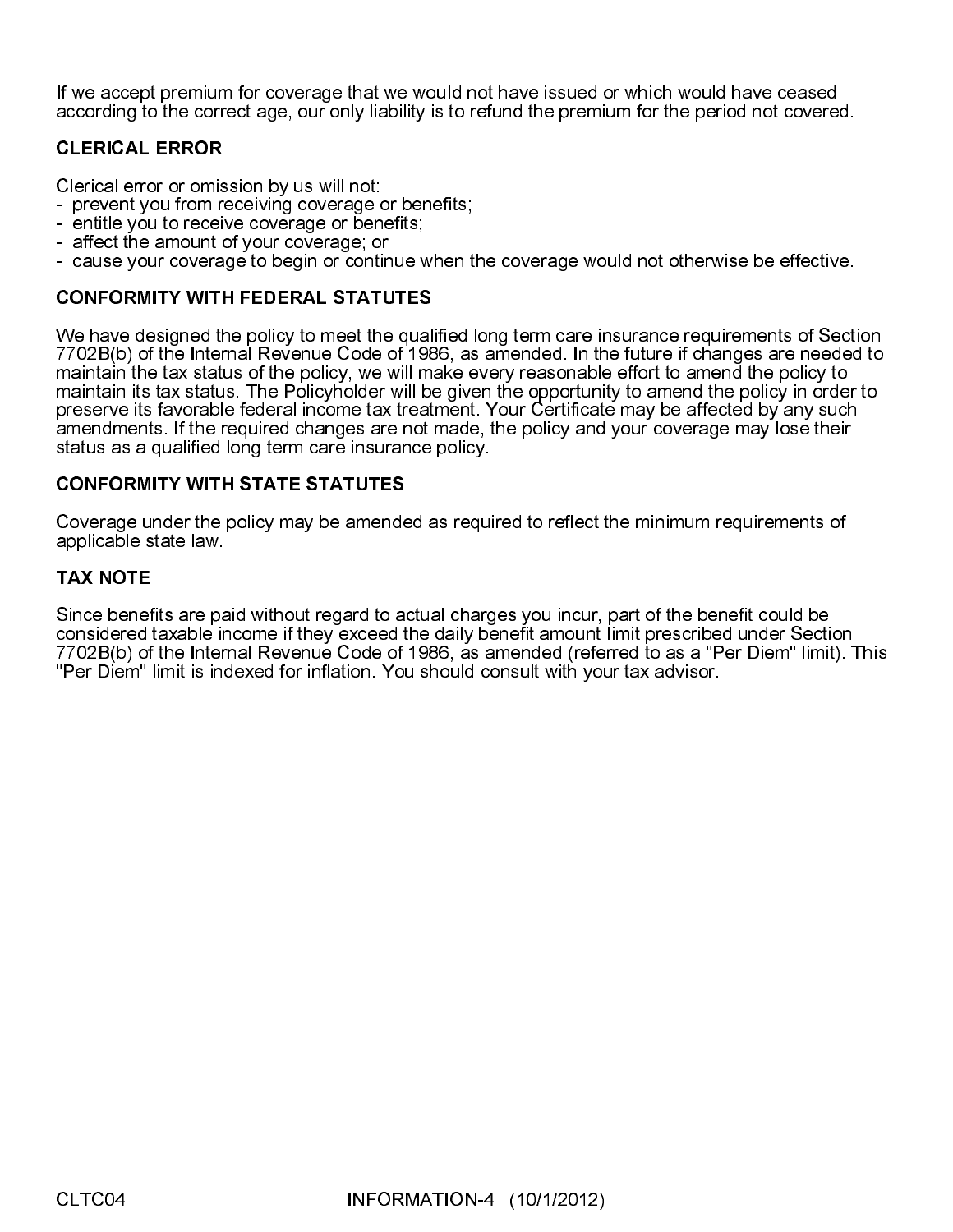If we accept premium for coverage that we would not have issued or which would have ceased according to the correct age, our only liability is to refund the premium for the period not covered.

## CLERICAL ERROR

Clerical error or omission by us will not:
- prevent you from receiving coverage or benefits;
- entitle you to receive coverage or benefits;
- affect the amount of your coverage; or
- cause your coverage to begin or continue when the coverage would not otherwise be effective.

## CONFORMITY WITH FEDERAL STATUTES

We have designed the policy to meet the qualified long term care insurance requirements of Section 7702B(b) of the Internal Revenue Code of 1986, as amended. In the future if changes are needed to maintain the tax status of the policy, we will make every reasonable effort to amend the policy to maintain its tax status. The Policyholder will be given the opportunity to amend the policy in order to preserve its favorable federal income tax treatment. Your Certificate may be affected by any such amendments. If the required changes are not made, the policy and your coverage may lose their status as a qualified long term care insurance policy.

## CONFORMITY WITH STATE STATUTES

Coverage under the policy may be amended as required to reflect the minimum requirements of applicable state law.

## TAX NOTE

Since benefits are paid without regard to actual charges you incur, part of the benefit could be considered taxable income if they exceed the daily benefit amount limit prescribed under Section 7702B(b) of the Internal Revenue Code of 1986, as amended (referred to as a "Per Diem" limit). This "Per Diem" limit is indexed for inflation. You should consult with your tax advisor.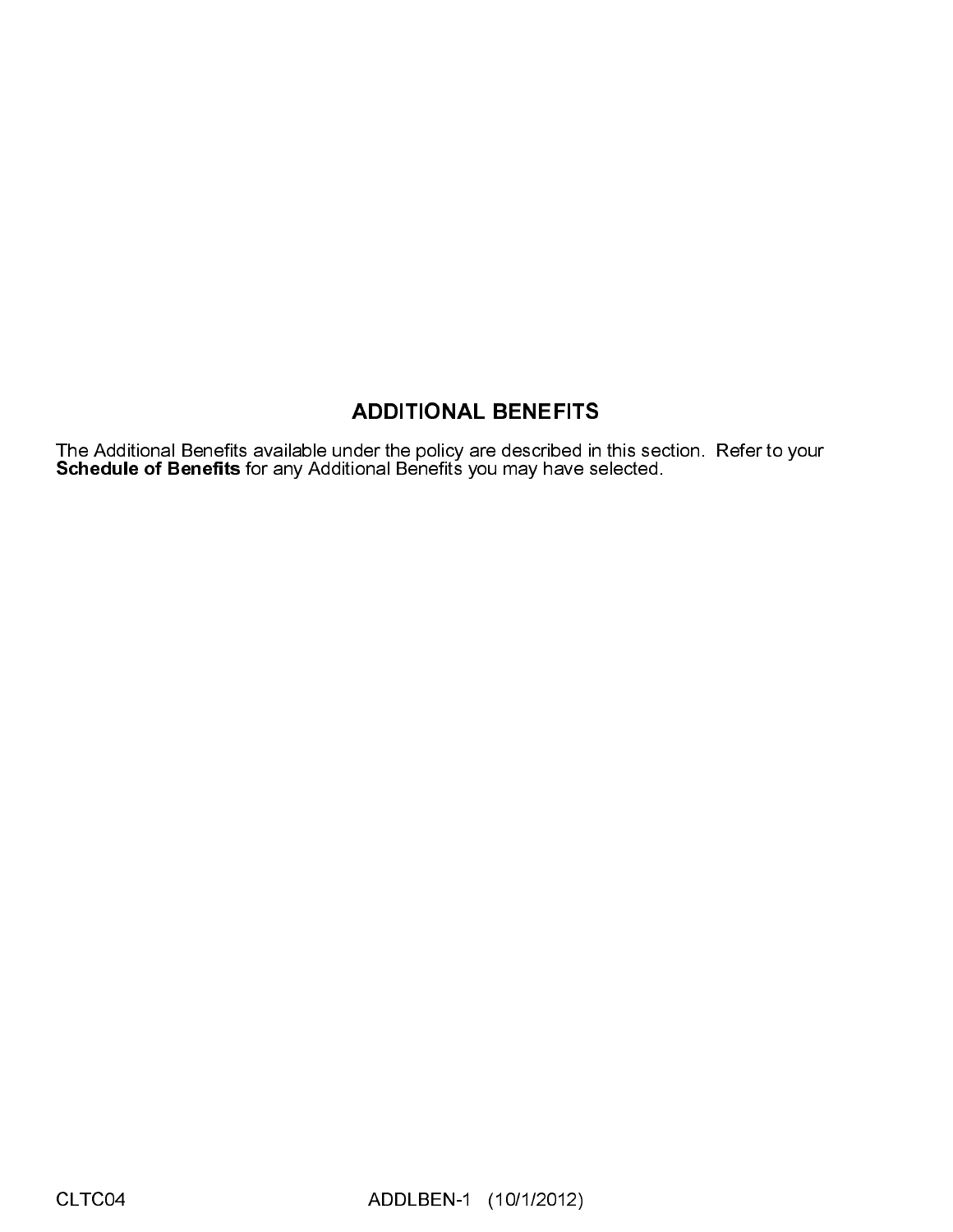## ADDITIONAL BENEFITS

The Additional Benefits available under the policy are described in this section. Refer to your **Schedule of Benefits** for any Additional Benefits you may have selected.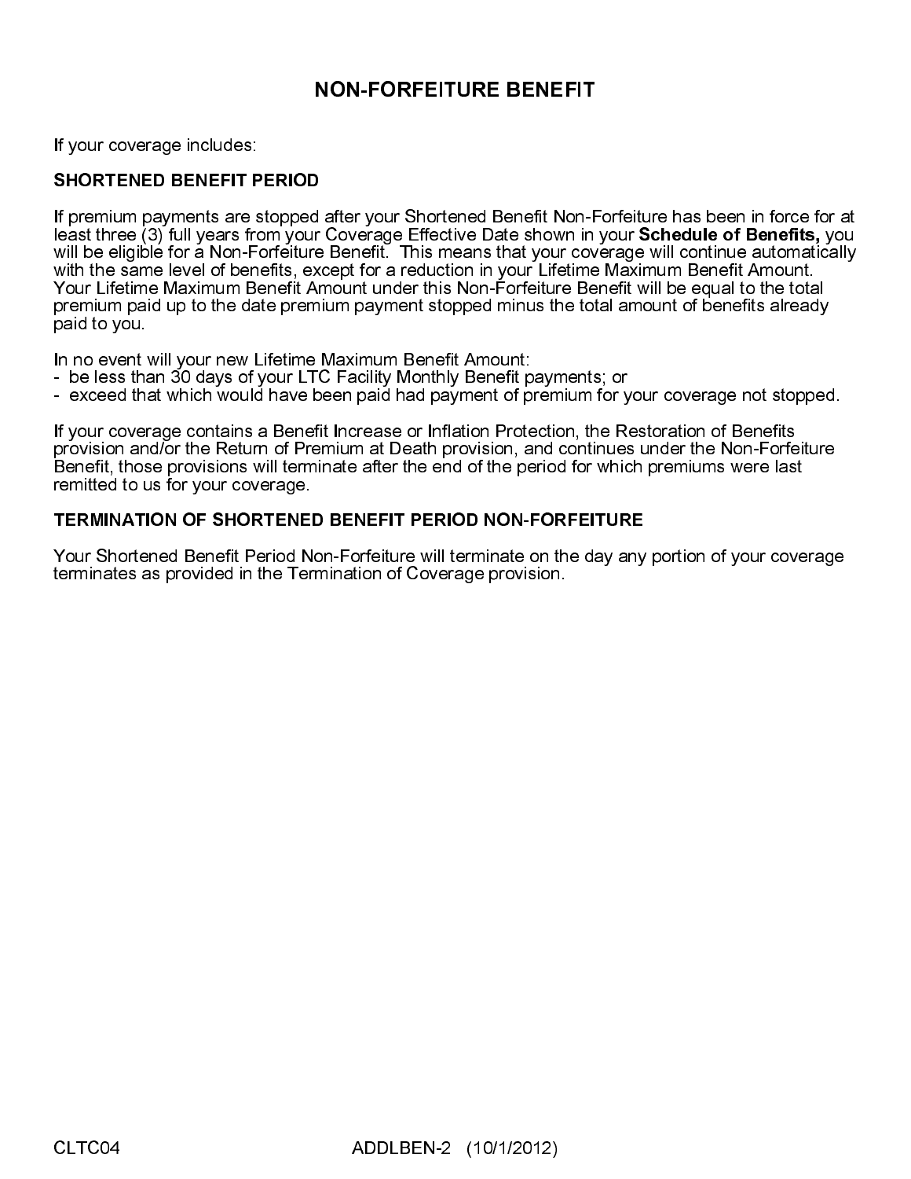# NON-FORFEITURE BENEFIT

If your coverage includes:

## SHORTENED BENEFIT PERIOD

If premium payments are stopped after your Shortened Benefit Non-Forfeiture has been in force for at least three (3) full years from your Coverage Effective Date shown in your **Schedule of Benefits,** you will be eligible for a Non-Forfeiture Benefit. This means that your coverage will continue automatically with the same level of benefits, except for a reduction in your Lifetime Maximum Benefit Amount. Your Lifetime Maximum Benefit Amount under this Non-Forfeiture Benefit will be equal to the total premium paid up to the date premium payment stopped minus the total amount of benefits already paid to you.

In no event will your new Lifetime Maximum Benefit Amount:

- be less than 30 days of your LTC Facility Monthly Benefit payments; or
- exceed that which would have been paid had payment of premium for your coverage not stopped.

If your coverage contains a Benefit Increase or Inflation Protection, the Restoration of Benefits provision and/or the Return of Premium at Death provision, and continues under the Non-Forfeiture Benefit, those provisions will terminate after the end of the period for which premiums were last remitted to us for your coverage.

## TERMINATION OF SHORTENED BENEFIT PERIOD NON-FORFEITURE

Your Shortened Benefit Period Non-Forfeiture will terminate on the day any portion of your coverage terminates as provided in the Termination of Coverage provision.

CLTC04 ADDLBEN-2 (10/1/2012)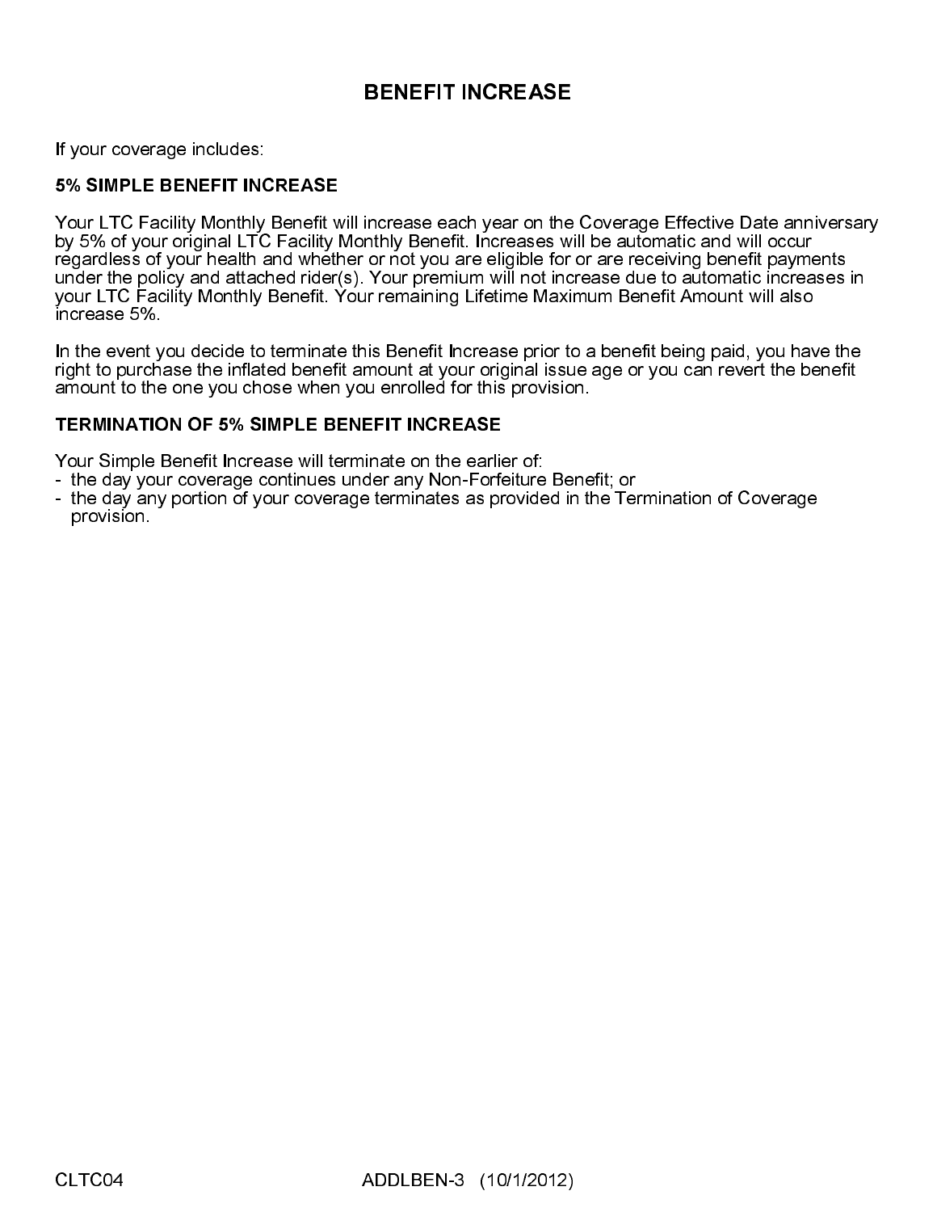# BENEFIT INCREASE

If your coverage includes:

**5% SIMPLE BENEFIT INCREASE**

Your LTC Facility Monthly Benefit will increase each year on the Coverage Effective Date anniversary by 5% of your original LTC Facility Monthly Benefit. Increases will be automatic and will occur regardless of your health and whether or not you are eligible for or are receiving benefit payments under the policy and attached rider(s). Your premium will not increase due to automatic increases in your LTC Facility Monthly Benefit. Your remaining Lifetime Maximum Benefit Amount will also increase 5%.

In the event you decide to terminate this Benefit Increase prior to a benefit being paid, you have the right to purchase the inflated benefit amount at your original issue age or you can revert the benefit amount to the one you chose when you enrolled for this provision.

**TERMINATION OF 5% SIMPLE BENEFIT INCREASE**

Your Simple Benefit Increase will terminate on the earlier of:

- the day your coverage continues under any Non-Forfeiture Benefit; or
- the day any portion of your coverage terminates as provided in the Termination of Coverage provision.

CLTC04 ADDLBEN-3 (10/1/2012)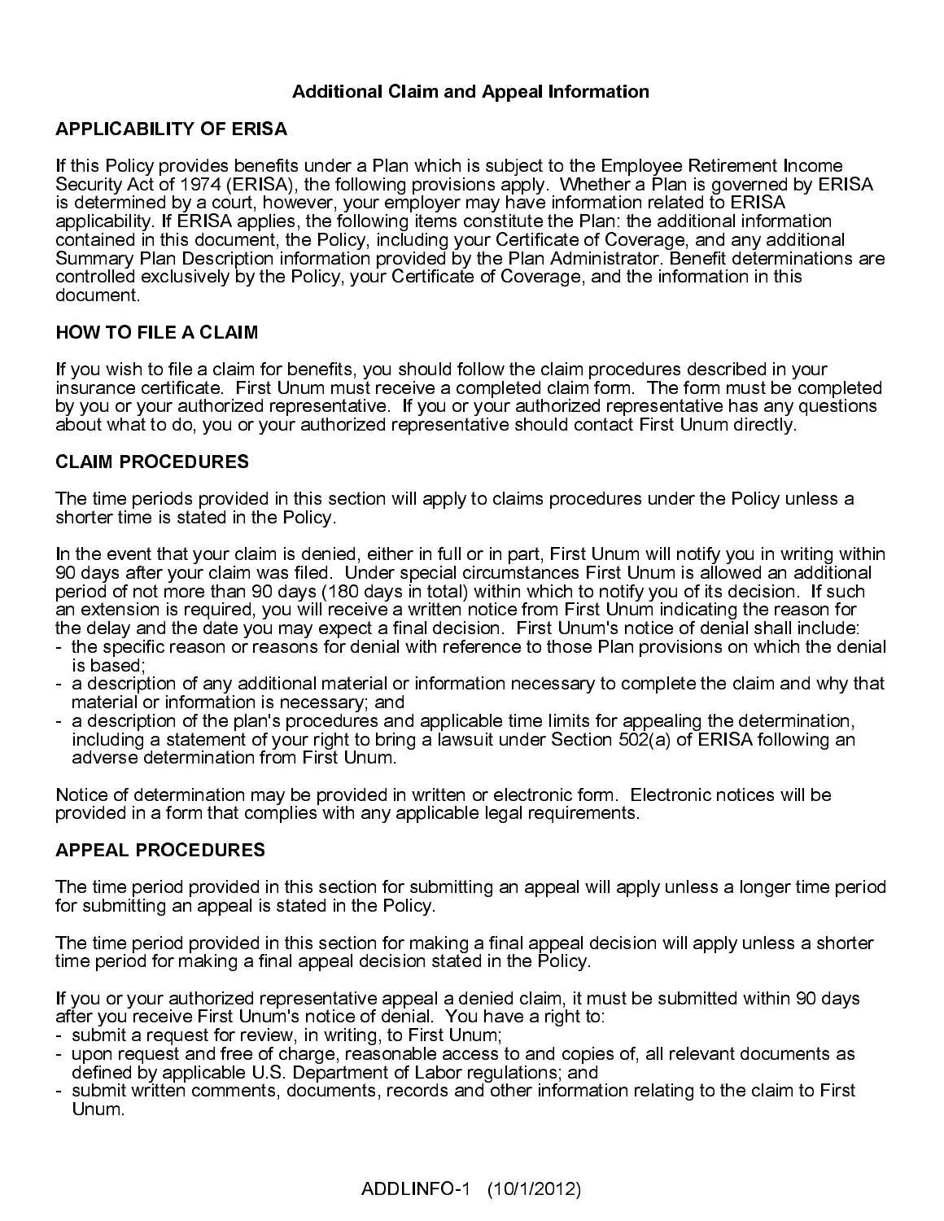## Additional Claim and Appeal Information

### APPLICABILITY OF ERISA

If this Policy provides benefits under a Plan which is subject to the Employee Retirement Income Security Act of 1974 (ERISA), the following provisions apply. Whether a Plan is governed by ERISA is determined by a court, however, your employer may have information related to ERISA applicability. If ERISA applies, the following items constitute the Plan: the additional information contained in this document, the Policy, including your Certificate of Coverage, and any additional Summary Plan Description information provided by the Plan Administrator. Benefit determinations are controlled exclusively by the Policy, your Certificate of Coverage, and the information in this document.

### HOW TO FILE A CLAIM

If you wish to file a claim for benefits, you should follow the claim procedures described in your insurance certificate. First Unum must receive a completed claim form. The form must be completed by you or your authorized representative. If you or your authorized representative has any questions about what to do, you or your authorized representative should contact First Unum directly.

### CLAIM PROCEDURES

The time periods provided in this section will apply to claims procedures under the Policy unless a shorter time is stated in the Policy.

In the event that your claim is denied, either in full or in part, First Unum will notify you in writing within 90 days after your claim was filed. Under special circumstances First Unum is allowed an additional period of not more than 90 days (180 days in total) within which to notify you of its decision. If such an extension is required, you will receive a written notice from First Unum indicating the reason for the delay and the date you may expect a final decision. First Unum's notice of denial shall include:

- the specific reason or reasons for denial with reference to those Plan provisions on which the denial is based;
- a description of any additional material or information necessary to complete the claim and why that material or information is necessary; and
- a description of the plan's procedures and applicable time limits for appealing the determination, including a statement of your right to bring a lawsuit under Section 502(a) of ERISA following an adverse determination from First Unum.

Notice of determination may be provided in written or electronic form. Electronic notices will be provided in a form that complies with any applicable legal requirements.

### APPEAL PROCEDURES

The time period provided in this section for submitting an appeal will apply unless a longer time period for submitting an appeal is stated in the Policy.

The time period provided in this section for making a final appeal decision will apply unless a shorter time period for making a final appeal decision stated in the Policy.

If you or your authorized representative appeal a denied claim, it must be submitted within 90 days after you receive First Unum's notice of denial. You have a right to:

- submit a request for review, in writing, to First Unum;
- upon request and free of charge, reasonable access to and copies of, all relevant documents as defined by applicable U.S. Department of Labor regulations; and
- submit written comments, documents, records and other information relating to the claim to First Unum.

ADDLINFO-1 (10/1/2012)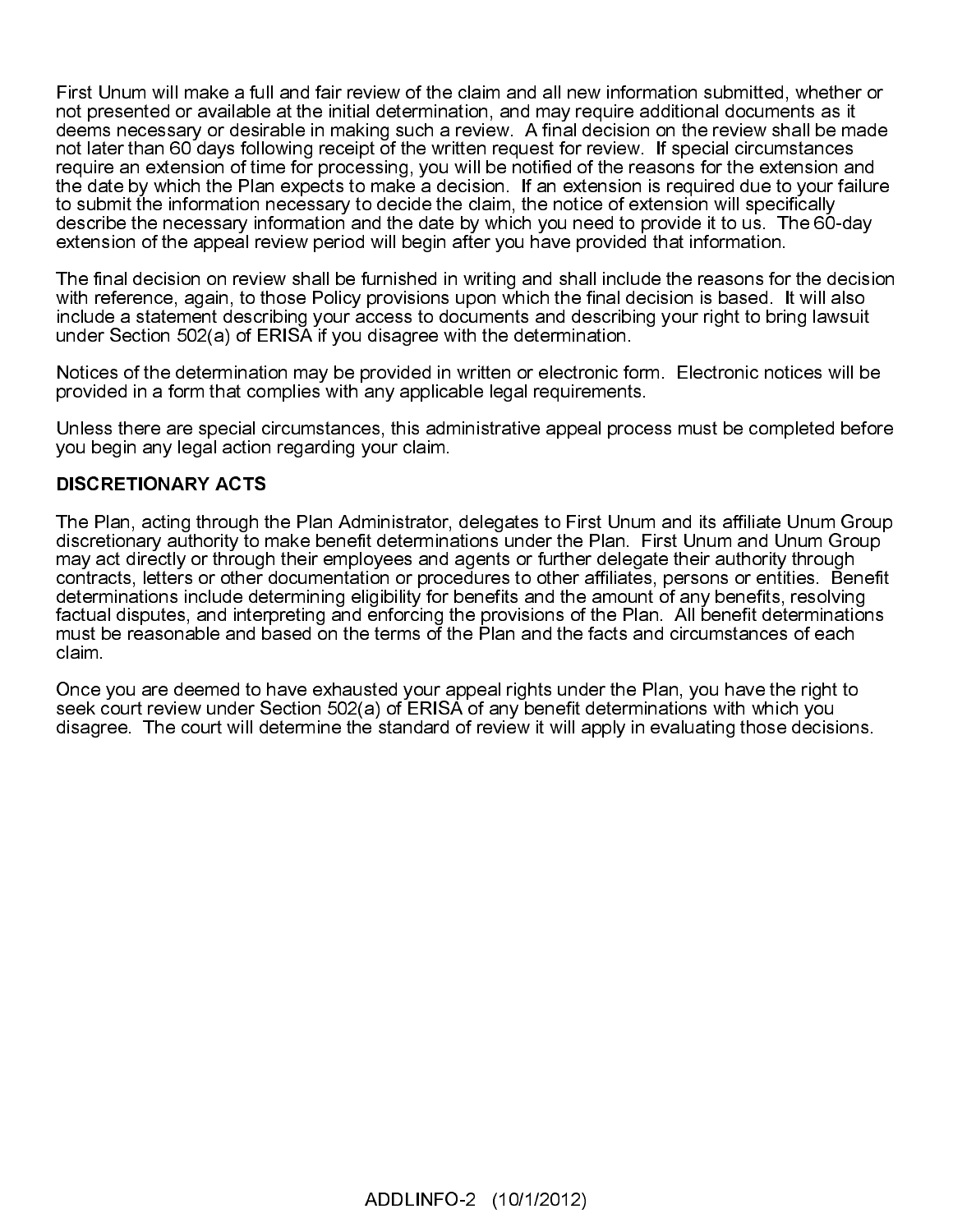First Unum will make a full and fair review of the claim and all new information submitted, whether or not presented or available at the initial determination, and may require additional documents as it deems necessary or desirable in making such a review. A final decision on the review shall be made not later than 60 days following receipt of the written request for review. If special circumstances require an extension of time for processing, you will be notified of the reasons for the extension and the date by which the Plan expects to make a decision. If an extension is required due to your failure to submit the information necessary to decide the claim, the notice of extension will specifically describe the necessary information and the date by which you need to provide it to us. The 60-day extension of the appeal review period will begin after you have provided that information.

The final decision on review shall be furnished in writing and shall include the reasons for the decision with reference, again, to those Policy provisions upon which the final decision is based. It will also include a statement describing your access to documents and describing your right to bring lawsuit under Section 502(a) of ERISA if you disagree with the determination.

Notices of the determination may be provided in written or electronic form. Electronic notices will be provided in a form that complies with any applicable legal requirements.

Unless there are special circumstances, this administrative appeal process must be completed before you begin any legal action regarding your claim.

**DISCRETIONARY ACTS**

The Plan, acting through the Plan Administrator, delegates to First Unum and its affiliate Unum Group discretionary authority to make benefit determinations under the Plan. First Unum and Unum Group may act directly or through their employees and agents or further delegate their authority through contracts, letters or other documentation or procedures to other affiliates, persons or entities. Benefit determinations include determining eligibility for benefits and the amount of any benefits, resolving factual disputes, and interpreting and enforcing the provisions of the Plan. All benefit determinations must be reasonable and based on the terms of the Plan and the facts and circumstances of each claim.

Once you are deemed to have exhausted your appeal rights under the Plan, you have the right to seek court review under Section 502(a) of ERISA of any benefit determinations with which you disagree. The court will determine the standard of review it will apply in evaluating those decisions.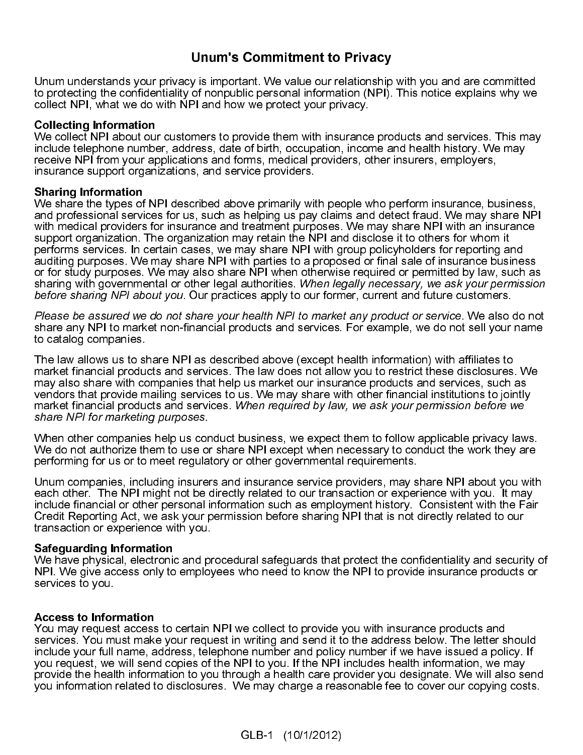# Unum's Commitment to Privacy

Unum understands your privacy is important. We value our relationship with you and are committed to protecting the confidentiality of nonpublic personal information (NPI). This notice explains why we collect NPI, what we do with NPI and how we protect your privacy.

**Collecting Information**
We collect NPI about our customers to provide them with insurance products and services. This may include telephone number, address, date of birth, occupation, income and health history. We may receive NPI from your applications and forms, medical providers, other insurers, employers, insurance support organizations, and service providers.

**Sharing Information**
We share the types of NPI described above primarily with people who perform insurance, business, and professional services for us, such as helping us pay claims and detect fraud. We may share NPI with medical providers for insurance and treatment purposes. We may share NPI with an insurance support organization. The organization may retain the NPI and disclose it to others for whom it performs services. In certain cases, we may share NPI with group policyholders for reporting and auditing purposes. We may share NPI with parties to a proposed or final sale of insurance business or for study purposes. We may also share NPI when otherwise required or permitted by law, such as sharing with governmental or other legal authorities. *When legally necessary, we ask your permission before sharing NPI about you.* Our practices apply to our former, current and future customers.

*Please be assured we do not share your health NPI to market any product or service.* We also do not share any NPI to market non-financial products and services. For example, we do not sell your name to catalog companies.

The law allows us to share NPI as described above (except health information) with affiliates to market financial products and services. The law does not allow you to restrict these disclosures. We may also share with companies that help us market our insurance products and services, such as vendors that provide mailing services to us. We may share with other financial institutions to jointly market financial products and services. *When required by law, we ask your permission before we share NPI for marketing purposes.*

When other companies help us conduct business, we expect them to follow applicable privacy laws. We do not authorize them to use or share NPI except when necessary to conduct the work they are performing for us or to meet regulatory or other governmental requirements.

Unum companies, including insurers and insurance service providers, may share NPI about you with each other. The NPI might not be directly related to our transaction or experience with you. It may include financial or other personal information such as employment history. Consistent with the Fair Credit Reporting Act, we ask your permission before sharing NPI that is not directly related to our transaction or experience with you.

**Safeguarding Information**
We have physical, electronic and procedural safeguards that protect the confidentiality and security of NPI. We give access only to employees who need to know the NPI to provide insurance products or services to you.

**Access to Information**
You may request access to certain NPI we collect to provide you with insurance products and services. You must make your request in writing and send it to the address below. The letter should include your full name, address, telephone number and policy number if we have issued a policy. If you request, we will send copies of the NPI to you. If the NPI includes health information, we may provide the health information to you through a health care provider you designate. We will also send you information related to disclosures. We may charge a reasonable fee to cover our copying costs.

GLB-1 (10/1/2012)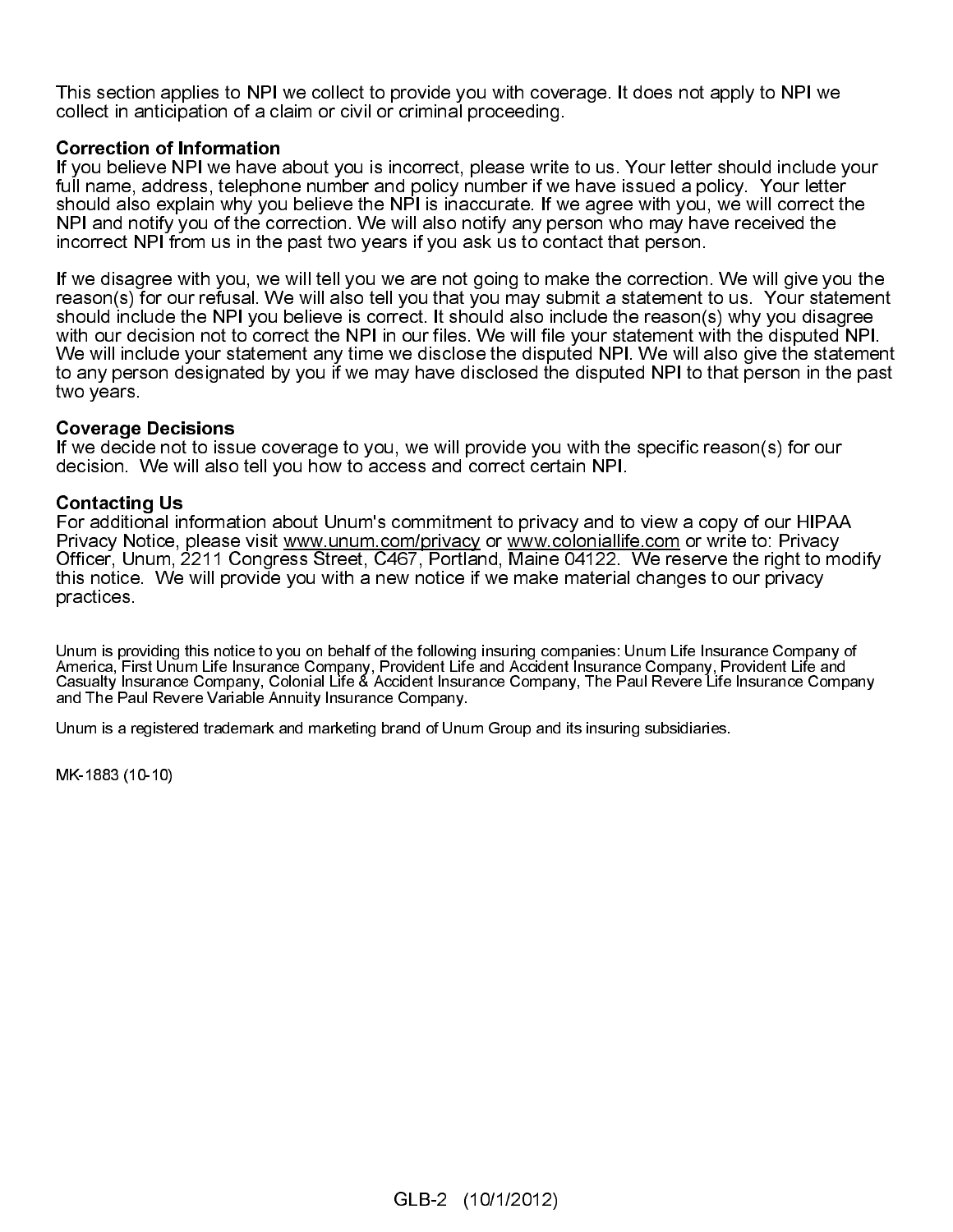This section applies to NPI we collect to provide you with coverage. It does not apply to NPI we collect in anticipation of a claim or civil or criminal proceeding.

**Correction of Information**

If you believe NPI we have about you is incorrect, please write to us. Your letter should include your full name, address, telephone number and policy number if we have issued a policy. Your letter should also explain why you believe the NPI is inaccurate. If we agree with you, we will correct the NPI and notify you of the correction. We will also notify any person who may have received the incorrect NPI from us in the past two years if you ask us to contact that person.

If we disagree with you, we will tell you we are not going to make the correction. We will give you the reason(s) for our refusal. We will also tell you that you may submit a statement to us. Your statement should include the NPI you believe is correct. It should also include the reason(s) why you disagree with our decision not to correct the NPI in our files. We will file your statement with the disputed NPI. We will include your statement any time we disclose the disputed NPI. We will also give the statement to any person designated by you if we may have disclosed the disputed NPI to that person in the past two years.

**Coverage Decisions**

If we decide not to issue coverage to you, we will provide you with the specific reason(s) for our decision. We will also tell you how to access and correct certain NPI.

**Contacting Us**

For additional information about Unum's commitment to privacy and to view a copy of our HIPAA Privacy Notice, please visit www.unum.com/privacy or www.coloniallife.com or write to: Privacy Officer, Unum, 2211 Congress Street, C467, Portland, Maine 04122. We reserve the right to modify this notice. We will provide you with a new notice if we make material changes to our privacy practices.

Unum is providing this notice to you on behalf of the following insuring companies: Unum Life Insurance Company of America, First Unum Life Insurance Company, Provident Life and Accident Insurance Company, Provident Life and Casualty Insurance Company, Colonial Life & Accident Insurance Company, The Paul Revere Life Insurance Company and The Paul Revere Variable Annuity Insurance Company.

Unum is a registered trademark and marketing brand of Unum Group and its insuring subsidiaries.

MK-1883 (10-10)

GLB-2 (10/1/2012)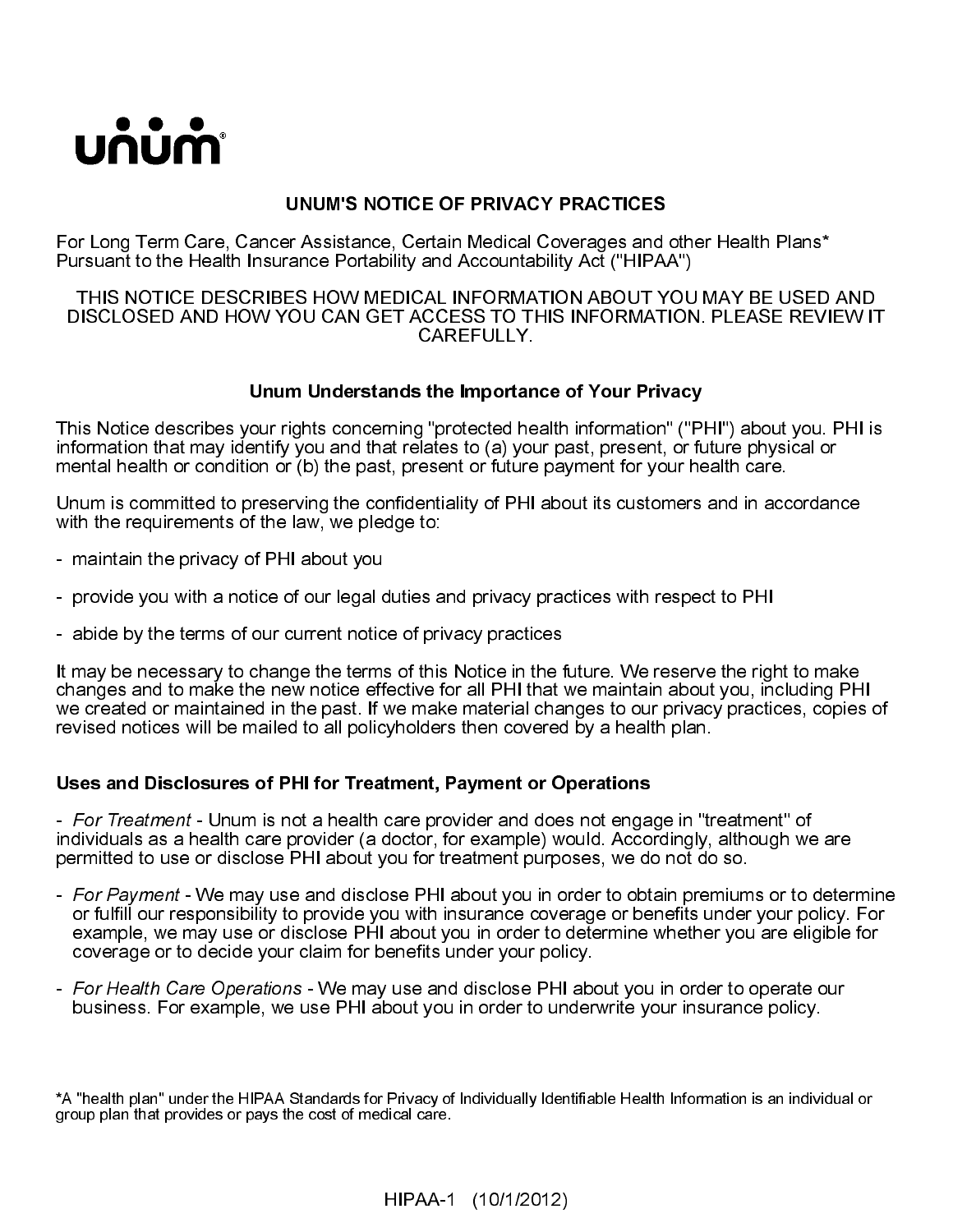unum

## UNUM'S NOTICE OF PRIVACY PRACTICES

For Long Term Care, Cancer Assistance, Certain Medical Coverages and other Health Plans* Pursuant to the Health Insurance Portability and Accountability Act ("HIPAA")

THIS NOTICE DESCRIBES HOW MEDICAL INFORMATION ABOUT YOU MAY BE USED AND DISCLOSED AND HOW YOU CAN GET ACCESS TO THIS INFORMATION. PLEASE REVIEW IT CAREFULLY.

### Unum Understands the Importance of Your Privacy

This Notice describes your rights concerning "protected health information" ("PHI") about you. PHI is information that may identify you and that relates to (a) your past, present, or future physical or mental health or condition or (b) the past, present or future payment for your health care.

Unum is committed to preserving the confidentiality of PHI about its customers and in accordance with the requirements of the law, we pledge to:

- maintain the privacy of PHI about you
- provide you with a notice of our legal duties and privacy practices with respect to PHI
- abide by the terms of our current notice of privacy practices

It may be necessary to change the terms of this Notice in the future. We reserve the right to make changes and to make the new notice effective for all PHI that we maintain about you, including PHI we created or maintained in the past. If we make material changes to our privacy practices, copies of revised notices will be mailed to all policyholders then covered by a health plan.

### Uses and Disclosures of PHI for Treatment, Payment or Operations

- *For Treatment* - Unum is not a health care provider and does not engage in "treatment" of individuals as a health care provider (a doctor, for example) would. Accordingly, although we are permitted to use or disclose PHI about you for treatment purposes, we do not do so.
- *For Payment* - We may use and disclose PHI about you in order to obtain premiums or to determine or fulfill our responsibility to provide you with insurance coverage or benefits under your policy. For example, we may use or disclose PHI about you in order to determine whether you are eligible for coverage or to decide your claim for benefits under your policy.
- *For Health Care Operations* - We may use and disclose PHI about you in order to operate our business. For example, we use PHI about you in order to underwrite your insurance policy.

*A "health plan" under the HIPAA Standards for Privacy of Individually Identifiable Health Information is an individual or group plan that provides or pays the cost of medical care.

HIPAA-1 (10/1/2012)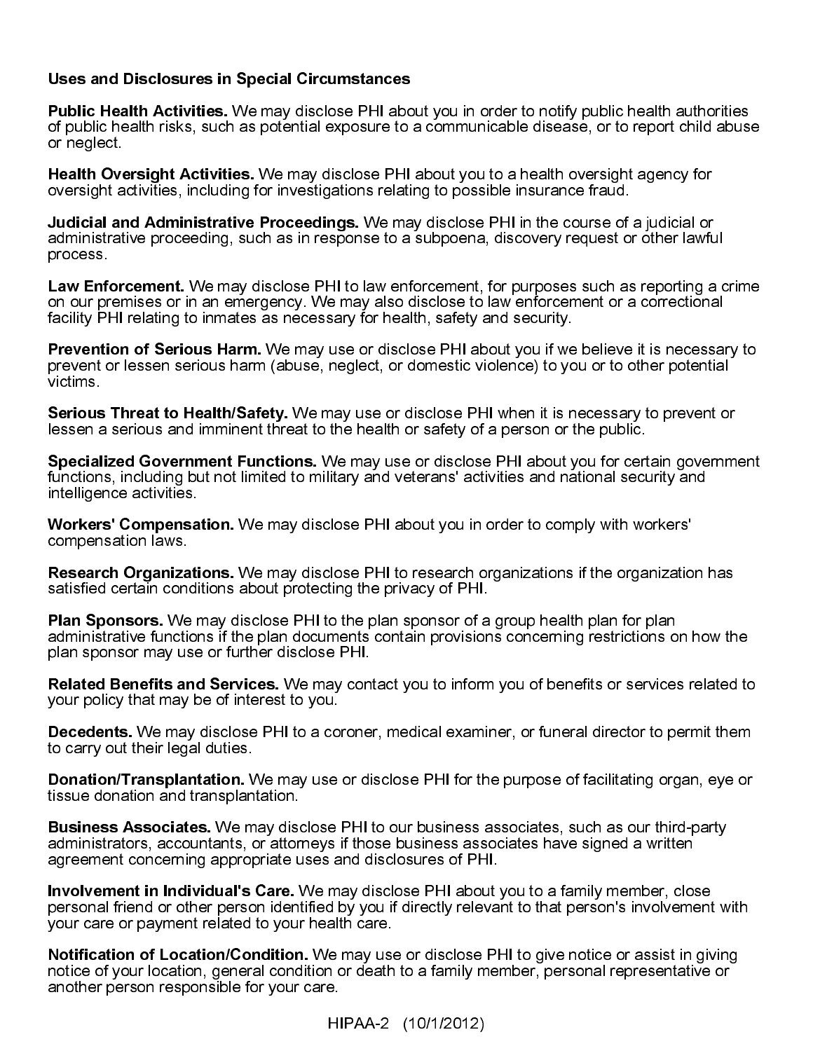**Uses and Disclosures in Special Circumstances**

**Public Health Activities.** We may disclose PHI about you in order to notify public health authorities of public health risks, such as potential exposure to a communicable disease, or to report child abuse or neglect.

**Health Oversight Activities.** We may disclose PHI about you to a health oversight agency for oversight activities, including for investigations relating to possible insurance fraud.

**Judicial and Administrative Proceedings.** We may disclose PHI in the course of a judicial or administrative proceeding, such as in response to a subpoena, discovery request or other lawful process.

**Law Enforcement.** We may disclose PHI to law enforcement, for purposes such as reporting a crime on our premises or in an emergency. We may also disclose to law enforcement or a correctional facility PHI relating to inmates as necessary for health, safety and security.

**Prevention of Serious Harm.** We may use or disclose PHI about you if we believe it is necessary to prevent or lessen serious harm (abuse, neglect, or domestic violence) to you or to other potential victims.

**Serious Threat to Health/Safety.** We may use or disclose PHI when it is necessary to prevent or lessen a serious and imminent threat to the health or safety of a person or the public.

**Specialized Government Functions.** We may use or disclose PHI about you for certain government functions, including but not limited to military and veterans' activities and national security and intelligence activities.

**Workers' Compensation.** We may disclose PHI about you in order to comply with workers' compensation laws.

**Research Organizations.** We may disclose PHI to research organizations if the organization has satisfied certain conditions about protecting the privacy of PHI.

**Plan Sponsors.** We may disclose PHI to the plan sponsor of a group health plan for plan administrative functions if the plan documents contain provisions concerning restrictions on how the plan sponsor may use or further disclose PHI.

**Related Benefits and Services.** We may contact you to inform you of benefits or services related to your policy that may be of interest to you.

**Decedents.** We may disclose PHI to a coroner, medical examiner, or funeral director to permit them to carry out their legal duties.

**Donation/Transplantation.** We may use or disclose PHI for the purpose of facilitating organ, eye or tissue donation and transplantation.

**Business Associates.** We may disclose PHI to our business associates, such as our third-party administrators, accountants, or attorneys if those business associates have signed a written agreement concerning appropriate uses and disclosures of PHI.

**Involvement in Individual's Care.** We may disclose PHI about you to a family member, close personal friend or other person identified by you if directly relevant to that person's involvement with your care or payment related to your health care.

**Notification of Location/Condition.** We may use or disclose PHI to give notice or assist in giving notice of your location, general condition or death to a family member, personal representative or another person responsible for your care.

HIPAA-2 (10/1/2012)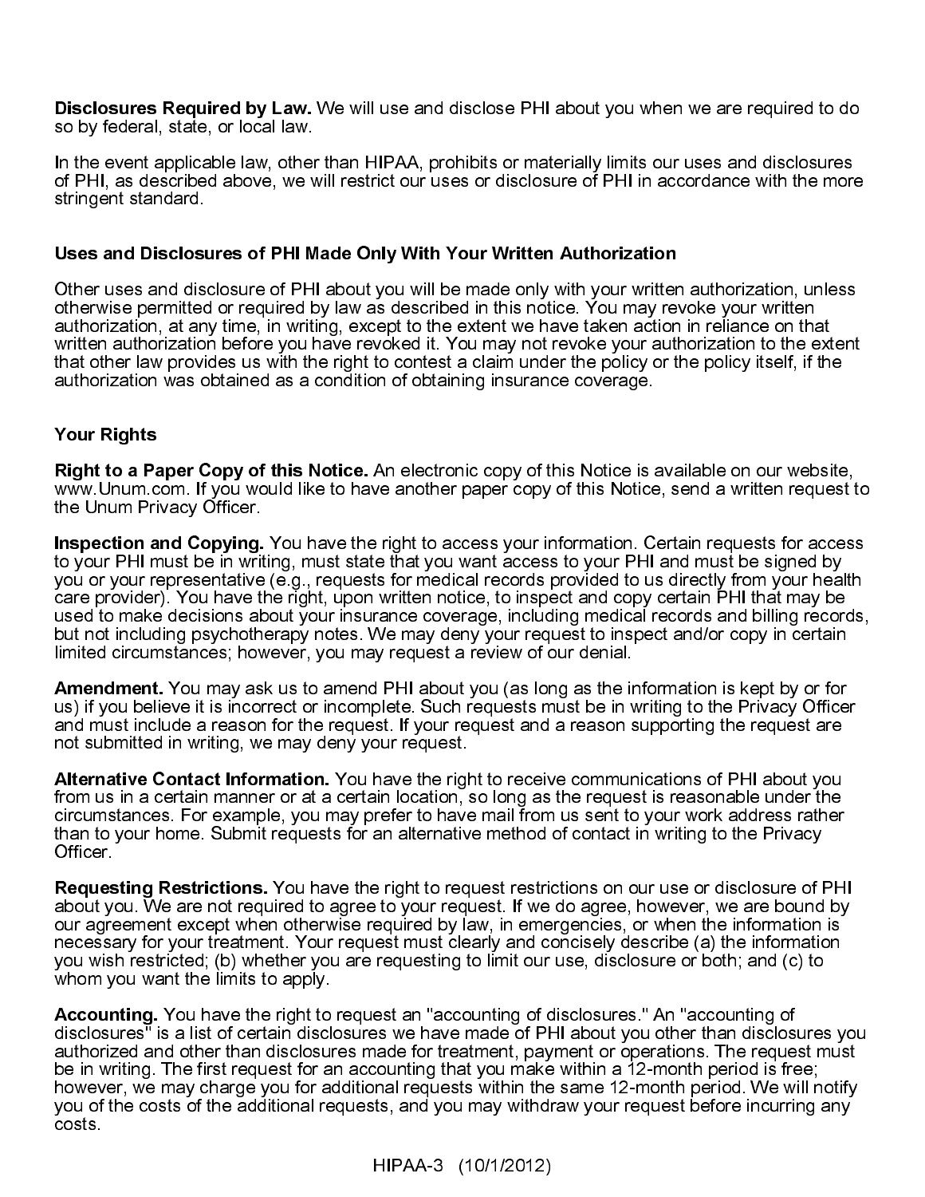**Disclosures Required by Law.** We will use and disclose PHI about you when we are required to do so by federal, state, or local law.

In the event applicable law, other than HIPAA, prohibits or materially limits our uses and disclosures of PHI, as described above, we will restrict our uses or disclosure of PHI in accordance with the more stringent standard.

### Uses and Disclosures of PHI Made Only With Your Written Authorization

Other uses and disclosure of PHI about you will be made only with your written authorization, unless otherwise permitted or required by law as described in this notice. You may revoke your written authorization, at any time, in writing, except to the extent we have taken action in reliance on that written authorization before you have revoked it. You may not revoke your authorization to the extent that other law provides us with the right to contest a claim under the policy or the policy itself, if the authorization was obtained as a condition of obtaining insurance coverage.

### Your Rights

**Right to a Paper Copy of this Notice.** An electronic copy of this Notice is available on our website, www.Unum.com. If you would like to have another paper copy of this Notice, send a written request to the Unum Privacy Officer.

**Inspection and Copying.** You have the right to access your information. Certain requests for access to your PHI must be in writing, must state that you want access to your PHI and must be signed by you or your representative (e.g., requests for medical records provided to us directly from your health care provider). You have the right, upon written notice, to inspect and copy certain PHI that may be used to make decisions about your insurance coverage, including medical records and billing records, but not including psychotherapy notes. We may deny your request to inspect and/or copy in certain limited circumstances; however, you may request a review of our denial.

**Amendment.** You may ask us to amend PHI about you (as long as the information is kept by or for us) if you believe it is incorrect or incomplete. Such requests must be in writing to the Privacy Officer and must include a reason for the request. If your request and a reason supporting the request are not submitted in writing, we may deny your request.

**Alternative Contact Information.** You have the right to receive communications of PHI about you from us in a certain manner or at a certain location, so long as the request is reasonable under the circumstances. For example, you may prefer to have mail from us sent to your work address rather than to your home. Submit requests for an alternative method of contact in writing to the Privacy Officer.

**Requesting Restrictions.** You have the right to request restrictions on our use or disclosure of PHI about you. We are not required to agree to your request. If we do agree, however, we are bound by our agreement except when otherwise required by law, in emergencies, or when the information is necessary for your treatment. Your request must clearly and concisely describe (a) the information you wish restricted; (b) whether you are requesting to limit our use, disclosure or both; and (c) to whom you want the limits to apply.

**Accounting.** You have the right to request an "accounting of disclosures." An "accounting of disclosures" is a list of certain disclosures we have made of PHI about you other than disclosures you authorized and other than disclosures made for treatment, payment or operations. The request must be in writing. The first request for an accounting that you make within a 12-month period is free; however, we may charge you for additional requests within the same 12-month period. We will notify you of the costs of the additional requests, and you may withdraw your request before incurring any costs.

HIPAA-3 (10/1/2012)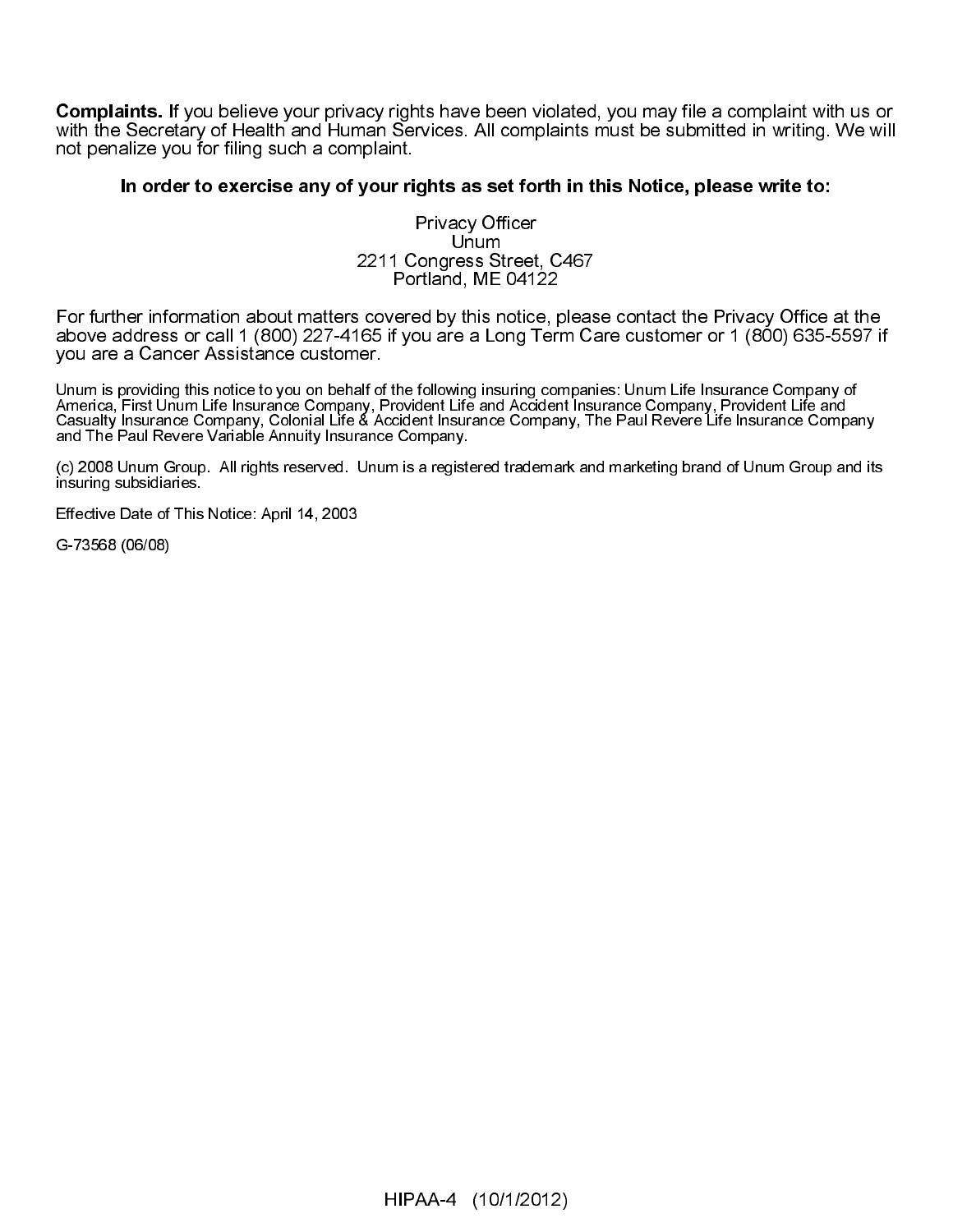**Complaints.** If you believe your privacy rights have been violated, you may file a complaint with us or with the Secretary of Health and Human Services. All complaints must be submitted in writing. We will not penalize you for filing such a complaint.

**In order to exercise any of your rights as set forth in this Notice, please write to:**

Privacy Officer
Unum
2211 Congress Street, C467
Portland, ME 04122

For further information about matters covered by this notice, please contact the Privacy Office at the above address or call 1 (800) 227-4165 if you are a Long Term Care customer or 1 (800) 635-5597 if you are a Cancer Assistance customer.

Unum is providing this notice to you on behalf of the following insuring companies: Unum Life Insurance Company of America, First Unum Life Insurance Company, Provident Life and Accident Insurance Company, Provident Life and Casualty Insurance Company, Colonial Life & Accident Insurance Company, The Paul Revere Life Insurance Company and The Paul Revere Variable Annuity Insurance Company.

(c) 2008 Unum Group. All rights reserved. Unum is a registered trademark and marketing brand of Unum Group and its insuring subsidiaries.

Effective Date of This Notice: April 14, 2003

G-73568 (06/08)

HIPAA-4 (10/1/2012)